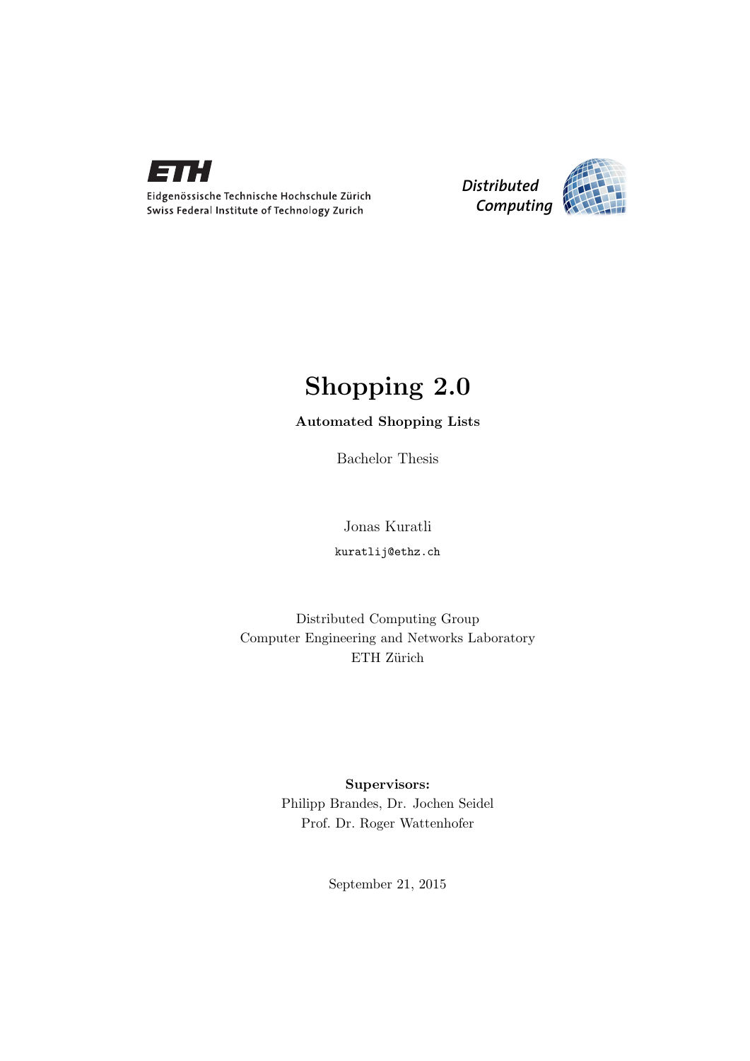Eidgenössische Technische Hochschule Zürich
Swiss Federal Institute of Technology Zurich

*Distributed Computing*

# Shopping 2.0

**Automated Shopping Lists**

Bachelor Thesis

Jonas Kuratli

`kuratlij@ethz.ch`

Distributed Computing Group
Computer Engineering and Networks Laboratory
ETH Zürich

**Supervisors:**
Philipp Brandes, Dr. Jochen Seidel
Prof. Dr. Roger Wattenhofer

September 21, 2015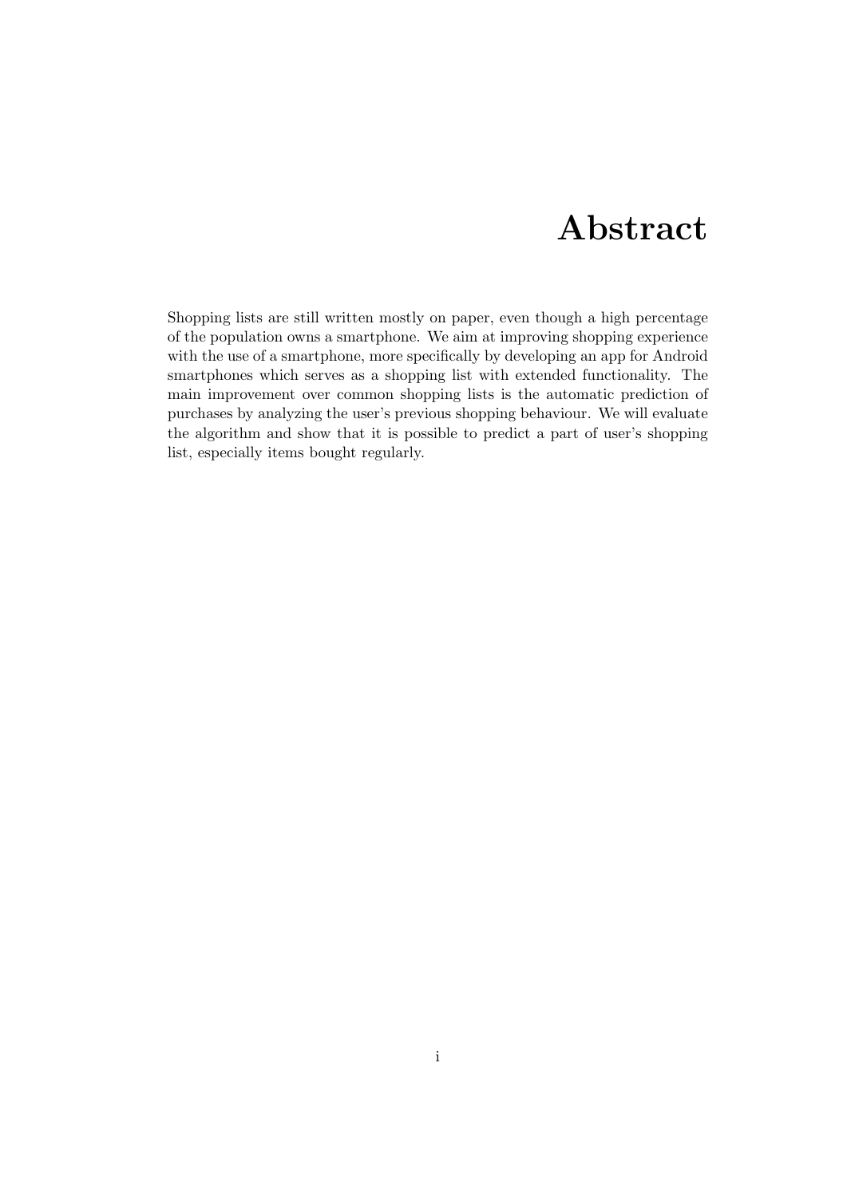# Abstract

Shopping lists are still written mostly on paper, even though a high percentage of the population owns a smartphone. We aim at improving shopping experience with the use of a smartphone, more specifically by developing an app for Android smartphones which serves as a shopping list with extended functionality. The main improvement over common shopping lists is the automatic prediction of purchases by analyzing the user's previous shopping behaviour. We will evaluate the algorithm and show that it is possible to predict a part of user's shopping list, especially items bought regularly.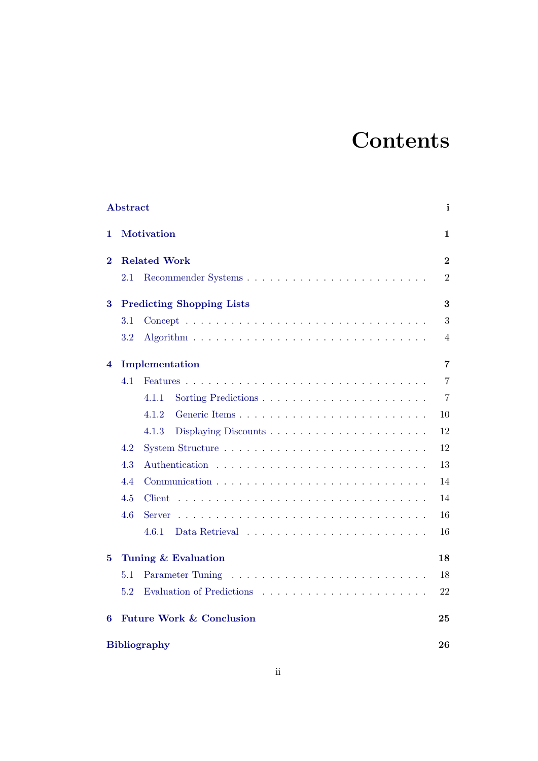# Contents

| | |
|---|---|
| **Abstract** | **i** |
| **1 Motivation** | **1** |
| **2 Related Work** | **2** |
| 2.1 Recommender Systems | 2 |
| **3 Predicting Shopping Lists** | **3** |
| 3.1 Concept | 3 |
| 3.2 Algorithm | 4 |
| **4 Implementation** | **7** |
| 4.1 Features | 7 |
| 4.1.1 Sorting Predictions | 7 |
| 4.1.2 Generic Items | 10 |
| 4.1.3 Displaying Discounts | 12 |
| 4.2 System Structure | 12 |
| 4.3 Authentication | 13 |
| 4.4 Communication | 14 |
| 4.5 Client | 14 |
| 4.6 Server | 16 |
| 4.6.1 Data Retrieval | 16 |
| **5 Tuning & Evaluation** | **18** |
| 5.1 Parameter Tuning | 18 |
| 5.2 Evaluation of Predictions | 22 |
| **6 Future Work & Conclusion** | **25** |
| **Bibliography** | **26** |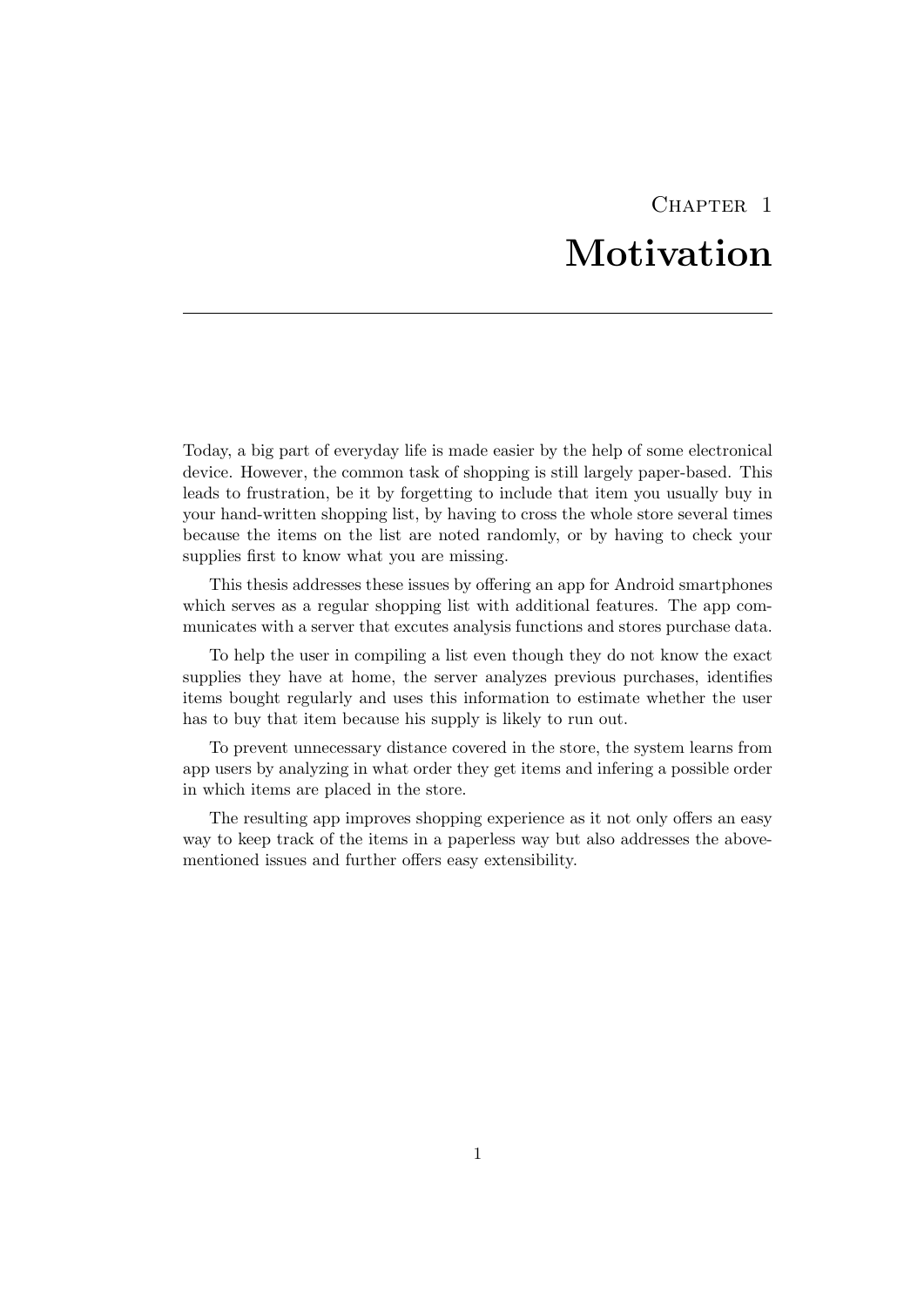# Chapter 1
# Motivation

Today, a big part of everyday life is made easier by the help of some electronical device. However, the common task of shopping is still largely paper-based. This leads to frustration, be it by forgetting to include that item you usually buy in your hand-written shopping list, by having to cross the whole store several times because the items on the list are noted randomly, or by having to check your supplies first to know what you are missing.

This thesis addresses these issues by offering an app for Android smartphones which serves as a regular shopping list with additional features. The app communicates with a server that excutes analysis functions and stores purchase data.

To help the user in compiling a list even though they do not know the exact supplies they have at home, the server analyzes previous purchases, identifies items bought regularly and uses this information to estimate whether the user has to buy that item because his supply is likely to run out.

To prevent unnecessary distance covered in the store, the system learns from app users by analyzing in what order they get items and infering a possible order in which items are placed in the store.

The resulting app improves shopping experience as it not only offers an easy way to keep track of the items in a paperless way but also addresses the abovementioned issues and further offers easy extensibility.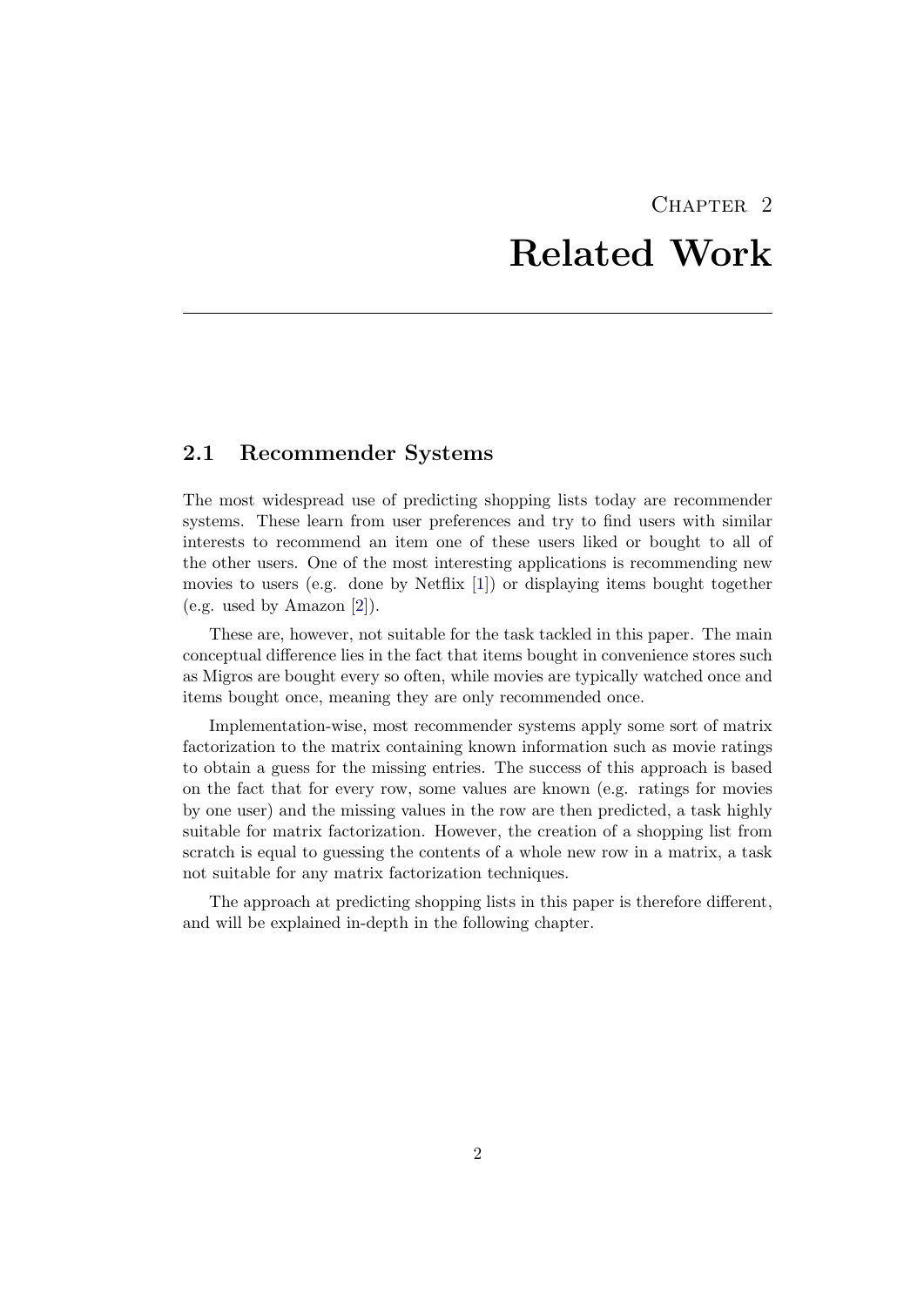# Chapter 2
# Related Work

## 2.1 Recommender Systems

The most widespread use of predicting shopping lists today are recommender systems. These learn from user preferences and try to find users with similar interests to recommend an item one of these users liked or bought to all of the other users. One of the most interesting applications is recommending new movies to users (e.g. done by Netflix [1]) or displaying items bought together (e.g. used by Amazon [2]).

These are, however, not suitable for the task tackled in this paper. The main conceptual difference lies in the fact that items bought in convenience stores such as Migros are bought every so often, while movies are typically watched once and items bought once, meaning they are only recommended once.

Implementation-wise, most recommender systems apply some sort of matrix factorization to the matrix containing known information such as movie ratings to obtain a guess for the missing entries. The success of this approach is based on the fact that for every row, some values are known (e.g. ratings for movies by one user) and the missing values in the row are then predicted, a task highly suitable for matrix factorization. However, the creation of a shopping list from scratch is equal to guessing the contents of a whole new row in a matrix, a task not suitable for any matrix factorization techniques.

The approach at predicting shopping lists in this paper is therefore different, and will be explained in-depth in the following chapter.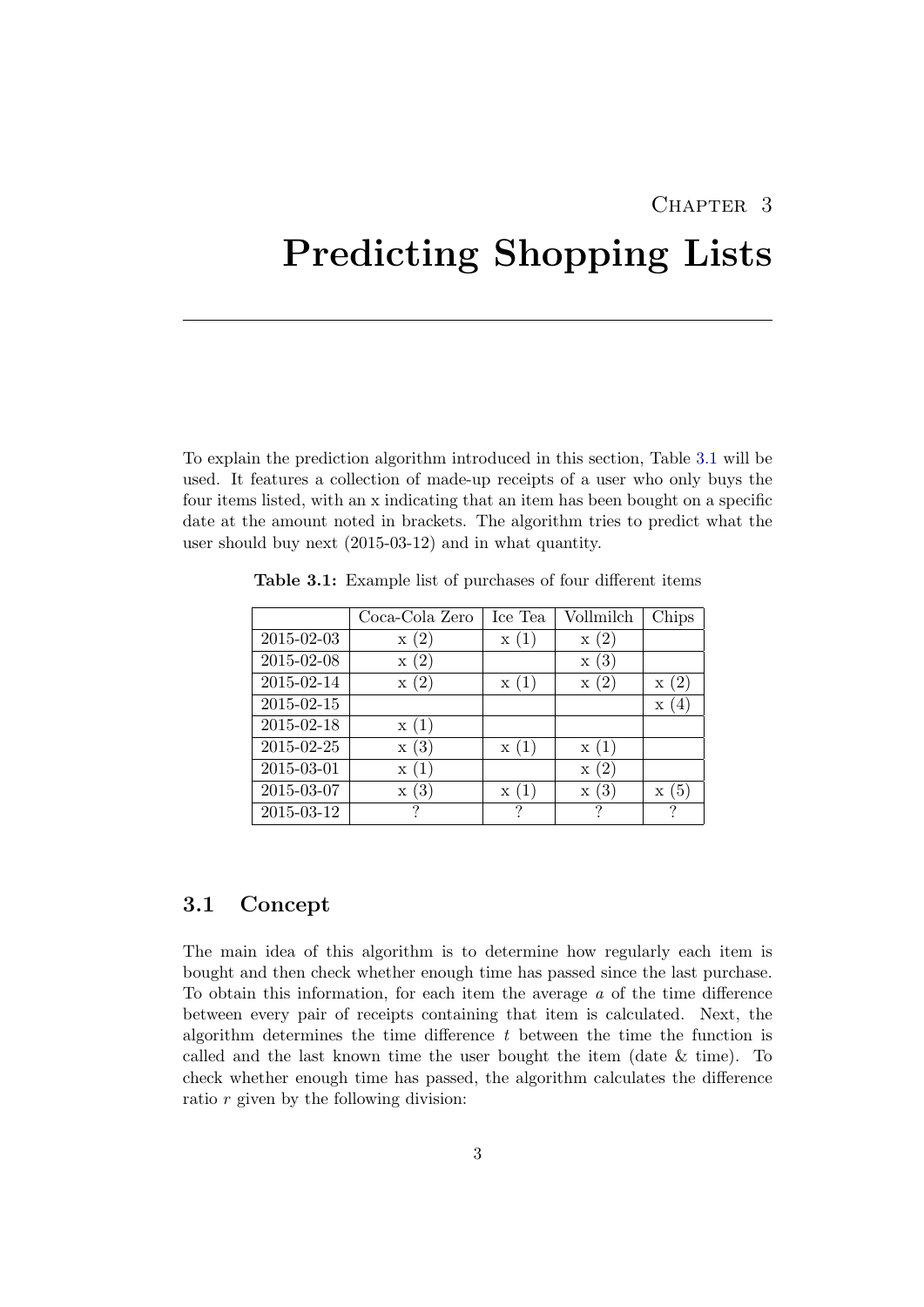# Chapter 3

# Predicting Shopping Lists

To explain the prediction algorithm introduced in this section, Table 3.1 will be used. It features a collection of made-up receipts of a user who only buys the four items listed, with an x indicating that an item has been bought on a specific date at the amount noted in brackets. The algorithm tries to predict what the user should buy next (2015-03-12) and in what quantity.

**Table 3.1:** Example list of purchases of four different items

| | Coca-Cola Zero | Ice Tea | Vollmilch | Chips |
|---|---|---|---|---|
| 2015-02-03 | x (2) | x (1) | x (2) | |
| 2015-02-08 | x (2) | | x (3) | |
| 2015-02-14 | x (2) | x (1) | x (2) | x (2) |
| 2015-02-15 | | | | x (4) |
| 2015-02-18 | x (1) | | | |
| 2015-02-25 | x (3) | x (1) | x (1) | |
| 2015-03-01 | x (1) | | x (2) | |
| 2015-03-07 | x (3) | x (1) | x (3) | x (5) |
| 2015-03-12 | ? | ? | ? | ? |

## 3.1 Concept

The main idea of this algorithm is to determine how regularly each item is bought and then check whether enough time has passed since the last purchase. To obtain this information, for each item the average $a$ of the time difference between every pair of receipts containing that item is calculated. Next, the algorithm determines the time difference $t$ between the time the function is called and the last known time the user bought the item (date & time). To check whether enough time has passed, the algorithm calculates the difference ratio $r$ given by the following division: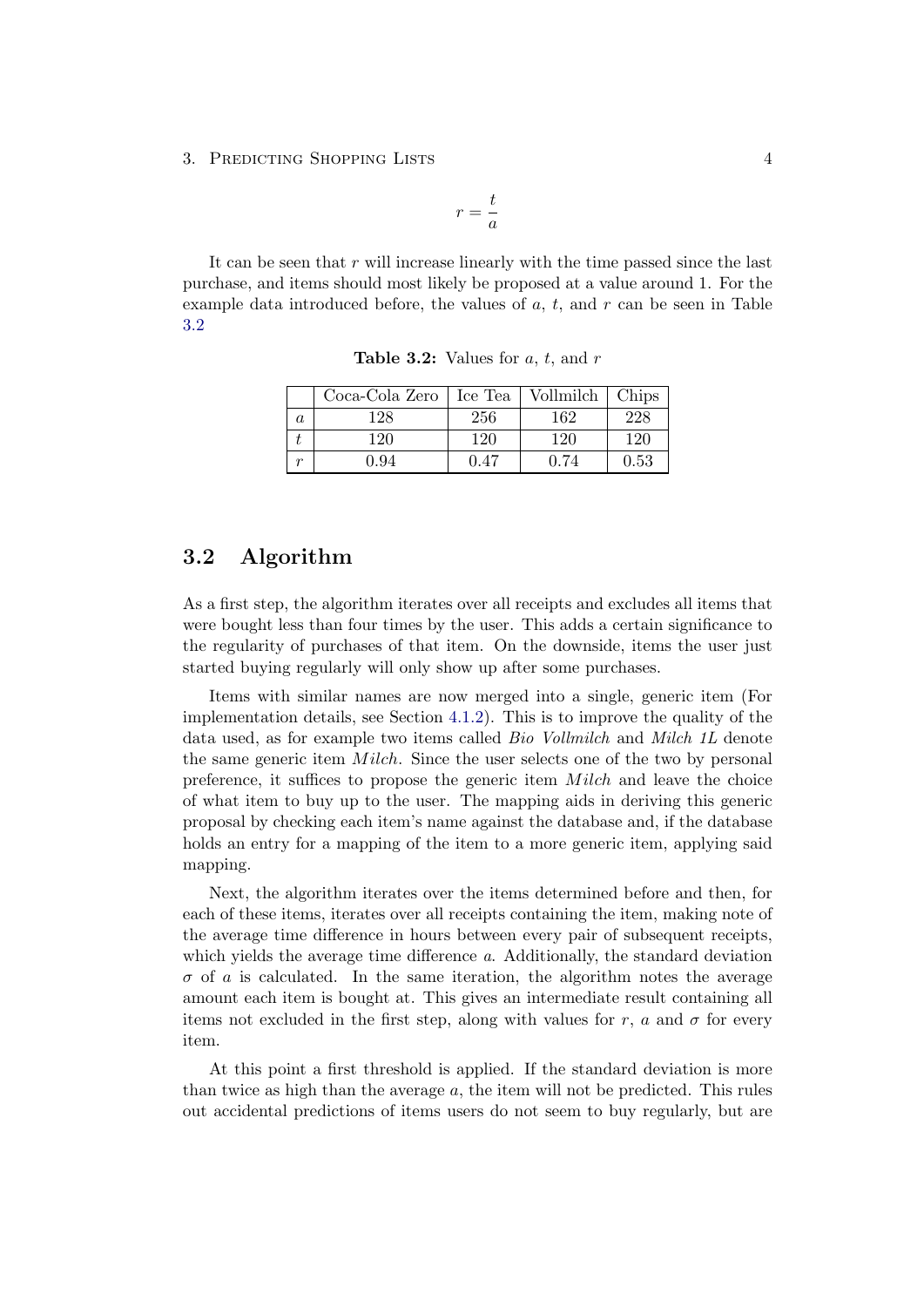$$r = \frac{t}{a}$$

It can be seen that $r$ will increase linearly with the time passed since the last purchase, and items should most likely be proposed at a value around 1. For the example data introduced before, the values of $a$, $t$, and $r$ can be seen in Table 3.2

**Table 3.2:** Values for $a$, $t$, and $r$

| | Coca-Cola Zero | Ice Tea | Vollmilch | Chips |
|---|---|---|---|---|
| $a$ | 128 | 256 | 162 | 228 |
| $t$ | 120 | 120 | 120 | 120 |
| $r$ | 0.94 | 0.47 | 0.74 | 0.53 |

## 3.2 Algorithm

As a first step, the algorithm iterates over all receipts and excludes all items that were bought less than four times by the user. This adds a certain significance to the regularity of purchases of that item. On the downside, items the user just started buying regularly will only show up after some purchases.

Items with similar names are now merged into a single, generic item (For implementation details, see Section 4.1.2). This is to improve the quality of the data used, as for example two items called *Bio Vollmilch* and *Milch 1L* denote the same generic item $Milch$. Since the user selects one of the two by personal preference, it suffices to propose the generic item $Milch$ and leave the choice of what item to buy up to the user. The mapping aids in deriving this generic proposal by checking each item's name against the database and, if the database holds an entry for a mapping of the item to a more generic item, applying said mapping.

Next, the algorithm iterates over the items determined before and then, for each of these items, iterates over all receipts containing the item, making note of the average time difference in hours between every pair of subsequent receipts, which yields the average time difference $a$. Additionally, the standard deviation $\sigma$ of $a$ is calculated. In the same iteration, the algorithm notes the average amount each item is bought at. This gives an intermediate result containing all items not excluded in the first step, along with values for $r$, $a$ and $\sigma$ for every item.

At this point a first threshold is applied. If the standard deviation is more than twice as high than the average $a$, the item will not be predicted. This rules out accidental predictions of items users do not seem to buy regularly, but are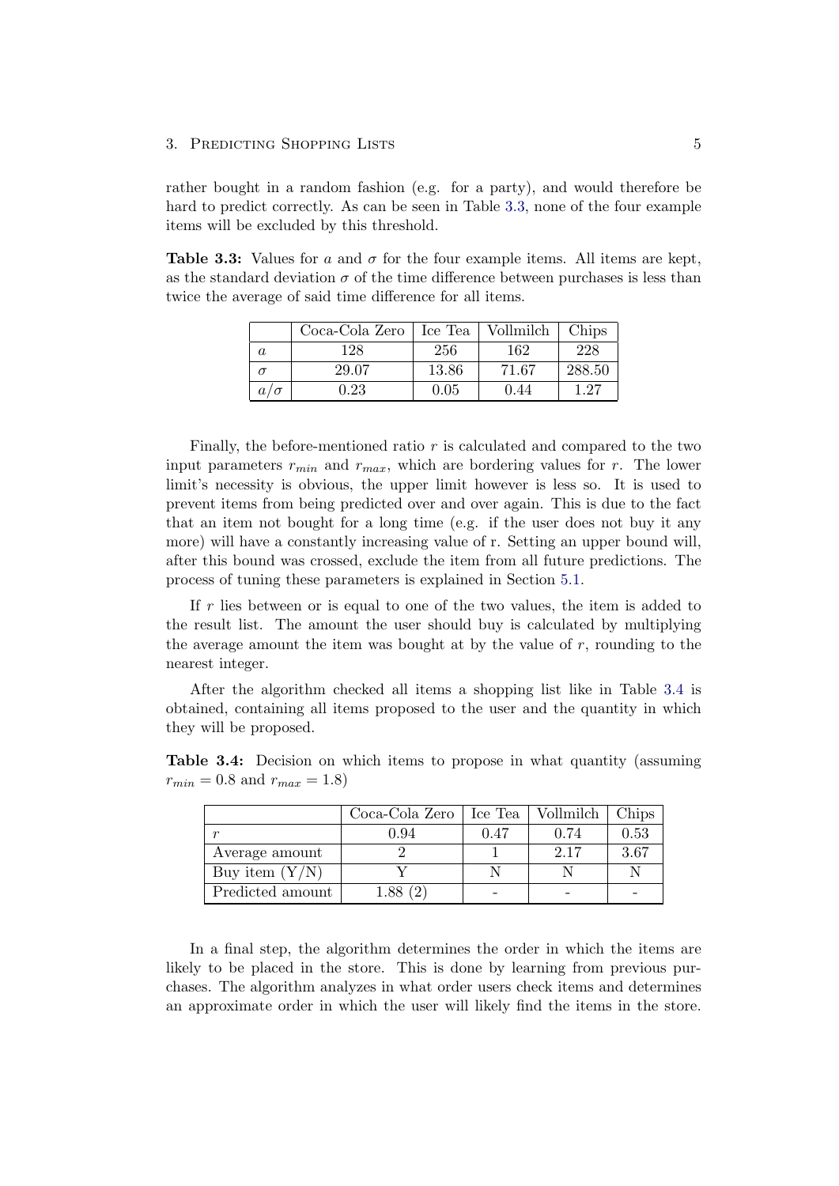rather bought in a random fashion (e.g. for a party), and would therefore be hard to predict correctly. As can be seen in Table 3.3, none of the four example items will be excluded by this threshold.

**Table 3.3:** Values for $a$ and $\sigma$ for the four example items. All items are kept, as the standard deviation $\sigma$ of the time difference between purchases is less than twice the average of said time difference for all items.

| | Coca-Cola Zero | Ice Tea | Vollmilch | Chips |
|---|---|---|---|---|
| $a$ | 128 | 256 | 162 | 228 |
| $\sigma$ | 29.07 | 13.86 | 71.67 | 288.50 |
| $a/\sigma$ | 0.23 | 0.05 | 0.44 | 1.27 |

Finally, the before-mentioned ratio $r$ is calculated and compared to the two input parameters $r_{min}$ and $r_{max}$, which are bordering values for $r$. The lower limit's necessity is obvious, the upper limit however is less so. It is used to prevent items from being predicted over and over again. This is due to the fact that an item not bought for a long time (e.g. if the user does not buy it any more) will have a constantly increasing value of r. Setting an upper bound will, after this bound was crossed, exclude the item from all future predictions. The process of tuning these parameters is explained in Section 5.1.

If $r$ lies between or is equal to one of the two values, the item is added to the result list. The amount the user should buy is calculated by multiplying the average amount the item was bought at by the value of $r$, rounding to the nearest integer.

After the algorithm checked all items a shopping list like in Table 3.4 is obtained, containing all items proposed to the user and the quantity in which they will be proposed.

**Table 3.4:** Decision on which items to propose in what quantity (assuming $r_{min} = 0.8$ and $r_{max} = 1.8$)

| | Coca-Cola Zero | Ice Tea | Vollmilch | Chips |
|---|---|---|---|---|
| $r$ | 0.94 | 0.47 | 0.74 | 0.53 |
| Average amount | 2 | 1 | 2.17 | 3.67 |
| Buy item (Y/N) | Y | N | N | N |
| Predicted amount | 1.88 (2) | - | - | - |

In a final step, the algorithm determines the order in which the items are likely to be placed in the store. This is done by learning from previous purchases. The algorithm analyzes in what order users check items and determines an approximate order in which the user will likely find the items in the store.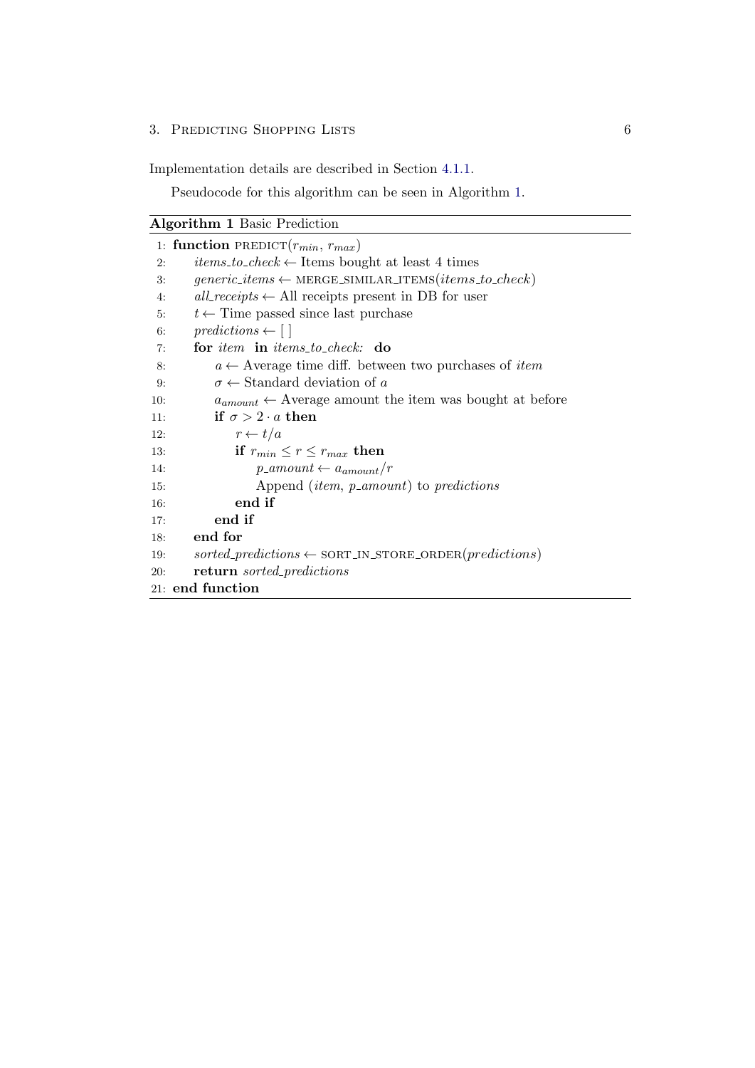Implementation details are described in Section 4.1.1.

Pseudocode for this algorithm can be seen in Algorithm 1.

**Algorithm 1** Basic Prediction

```
 1: function PREDICT(r_min, r_max)
 2:     items_to_check ← Items bought at least 4 times
 3:     generic_items ← MERGE_SIMILAR_ITEMS(items_to_check)
 4:     all_receipts ← All receipts present in DB for user
 5:     t ← Time passed since last purchase
 6:     predictions ← [ ]
 7:     for item in items_to_check: do
 8:         a ← Average time diff. between two purchases of item
 9:         σ ← Standard deviation of a
10:         a_amount ← Average amount the item was bought at before
11:         if σ > 2 · a then
12:             r ← t/a
13:             if r_min ≤ r ≤ r_max then
14:                 p_amount ← a_amount/r
15:                 Append (item, p_amount) to predictions
16:             end if
17:         end if
18:     end for
19:     sorted_predictions ← SORT_IN_STORE_ORDER(predictions)
20:     return sorted_predictions
21: end function
```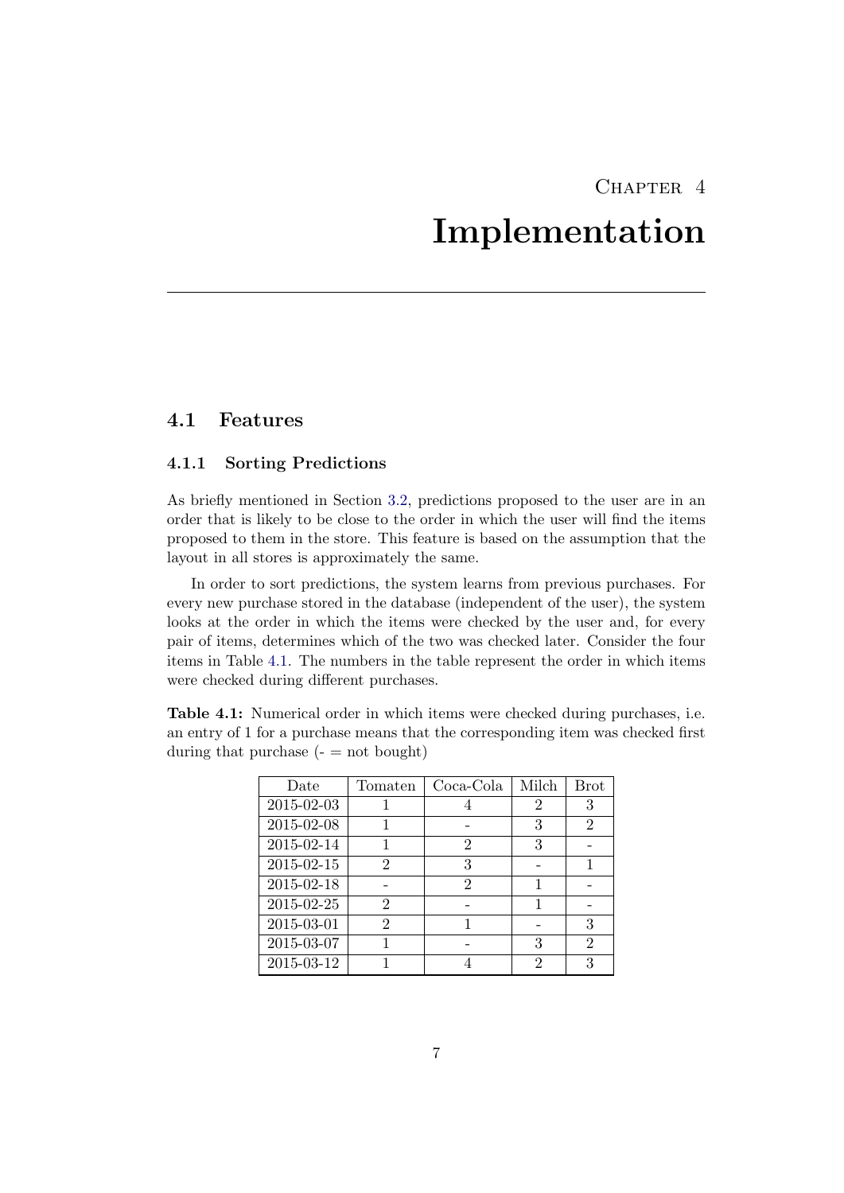# Chapter 4
# Implementation

## 4.1 Features

### 4.1.1 Sorting Predictions

As briefly mentioned in Section 3.2, predictions proposed to the user are in an order that is likely to be close to the order in which the user will find the items proposed to them in the store. This feature is based on the assumption that the layout in all stores is approximately the same.

In order to sort predictions, the system learns from previous purchases. For every new purchase stored in the database (independent of the user), the system looks at the order in which the items were checked by the user and, for every pair of items, determines which of the two was checked later. Consider the four items in Table 4.1. The numbers in the table represent the order in which items were checked during different purchases.

**Table 4.1:** Numerical order in which items were checked during purchases, i.e. an entry of 1 for a purchase means that the corresponding item was checked first during that purchase (- = not bought)

| Date | Tomaten | Coca-Cola | Milch | Brot |
| --- | --- | --- | --- | --- |
| 2015-02-03 | 1 | 4 | 2 | 3 |
| 2015-02-08 | 1 | - | 3 | 2 |
| 2015-02-14 | 1 | 2 | 3 | - |
| 2015-02-15 | 2 | 3 | - | 1 |
| 2015-02-18 | - | 2 | 1 | - |
| 2015-02-25 | 2 | - | 1 | - |
| 2015-03-01 | 2 | 1 | - | 3 |
| 2015-03-07 | 1 | - | 3 | 2 |
| 2015-03-12 | 1 | 4 | 2 | 3 |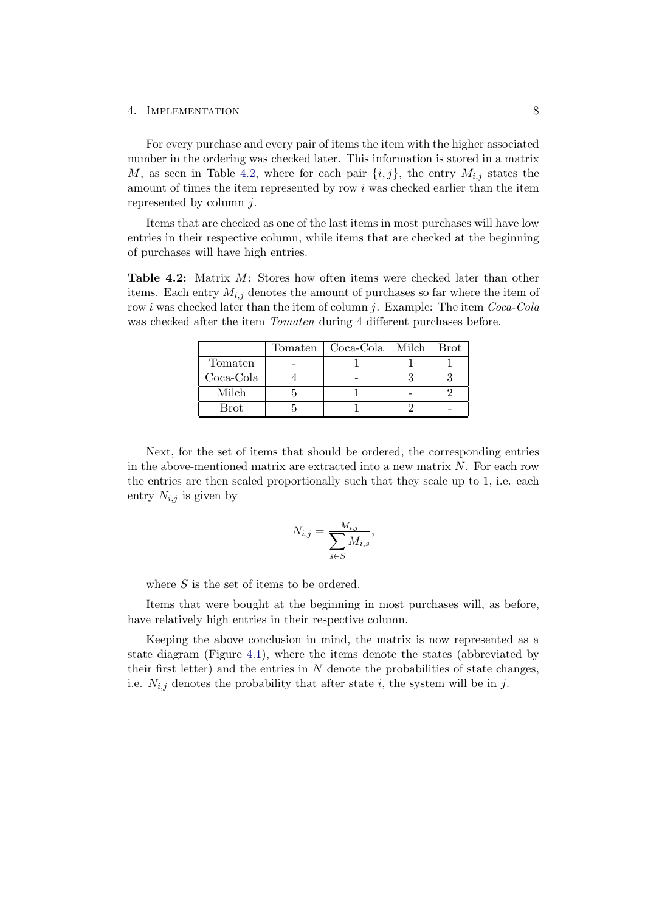For every purchase and every pair of items the item with the higher associated number in the ordering was checked later. This information is stored in a matrix $M$, as seen in Table 4.2, where for each pair $\{i, j\}$, the entry $M_{i,j}$ states the amount of times the item represented by row $i$ was checked earlier than the item represented by column $j$.

Items that are checked as one of the last items in most purchases will have low entries in their respective column, while items that are checked at the beginning of purchases will have high entries.

**Table 4.2:** Matrix $M$: Stores how often items were checked later than other items. Each entry $M_{i,j}$ denotes the amount of purchases so far where the item of row $i$ was checked later than the item of column $j$. Example: The item *Coca-Cola* was checked after the item *Tomaten* during 4 different purchases before.

| | Tomaten | Coca-Cola | Milch | Brot |
|---|---|---|---|---|
| Tomaten | - | 1 | 1 | 1 |
| Coca-Cola | 4 | - | 3 | 3 |
| Milch | 5 | 1 | - | 2 |
| Brot | 5 | 1 | 2 | - |

Next, for the set of items that should be ordered, the corresponding entries in the above-mentioned matrix are extracted into a new matrix $N$. For each row the entries are then scaled proportionally such that they scale up to 1, i.e. each entry $N_{i,j}$ is given by

$$N_{i,j} = \frac{M_{i,j}}{\sum\limits_{s \in S} M_{i,s}},$$

where $S$ is the set of items to be ordered.

Items that were bought at the beginning in most purchases will, as before, have relatively high entries in their respective column.

Keeping the above conclusion in mind, the matrix is now represented as a state diagram (Figure 4.1), where the items denote the states (abbreviated by their first letter) and the entries in $N$ denote the probabilities of state changes, i.e. $N_{i,j}$ denotes the probability that after state $i$, the system will be in $j$.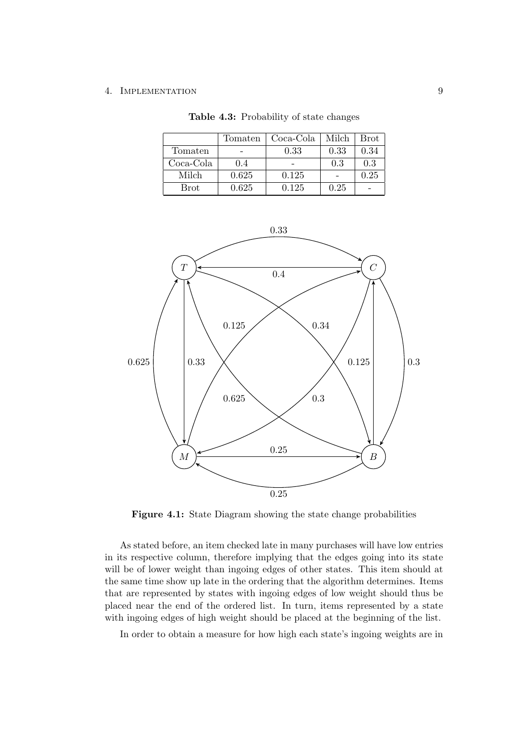**Table 4.3:** Probability of state changes

| | Tomaten | Coca-Cola | Milch | Brot |
|---|---|---|---|---|
| Tomaten | - | 0.33 | 0.33 | 0.34 |
| Coca-Cola | 0.4 | - | 0.3 | 0.3 |
| Milch | 0.625 | 0.125 | - | 0.25 |
| Brot | 0.625 | 0.125 | 0.25 | - |

**Figure 4.1:** State Diagram showing the state change probabilities

As stated before, an item checked late in many purchases will have low entries in its respective column, therefore implying that the edges going into its state will be of lower weight than ingoing edges of other states. This item should at the same time show up late in the ordering that the algorithm determines. Items that are represented by states with ingoing edges of low weight should thus be placed near the end of the ordered list. In turn, items represented by a state with ingoing edges of high weight should be placed at the beginning of the list.

In order to obtain a measure for how high each state's ingoing weights are in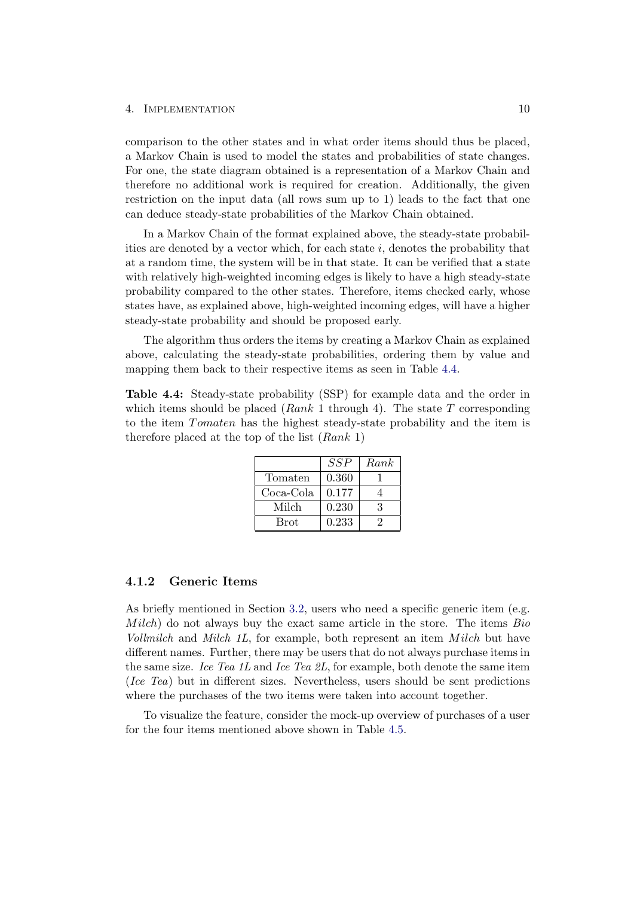comparison to the other states and in what order items should thus be placed, a Markov Chain is used to model the states and probabilities of state changes. For one, the state diagram obtained is a representation of a Markov Chain and therefore no additional work is required for creation. Additionally, the given restriction on the input data (all rows sum up to 1) leads to the fact that one can deduce steady-state probabilities of the Markov Chain obtained.

In a Markov Chain of the format explained above, the steady-state probabilities are denoted by a vector which, for each state $i$, denotes the probability that at a random time, the system will be in that state. It can be verified that a state with relatively high-weighted incoming edges is likely to have a high steady-state probability compared to the other states. Therefore, items checked early, whose states have, as explained above, high-weighted incoming edges, will have a higher steady-state probability and should be proposed early.

The algorithm thus orders the items by creating a Markov Chain as explained above, calculating the steady-state probabilities, ordering them by value and mapping them back to their respective items as seen in Table 4.4.

**Table 4.4:** Steady-state probability (SSP) for example data and the order in which items should be placed (*Rank* 1 through 4). The state $T$ corresponding to the item $Tomaten$ has the highest steady-state probability and the item is therefore placed at the top of the list (*Rank* 1)

| | $SSP$ | *Rank* |
|---|---|---|
| Tomaten | 0.360 | 1 |
| Coca-Cola | 0.177 | 4 |
| Milch | 0.230 | 3 |
| Brot | 0.233 | 2 |

### 4.1.2 Generic Items

As briefly mentioned in Section 3.2, users who need a specific generic item (e.g. $Milch$) do not always buy the exact same article in the store. The items *Bio Vollmilch* and *Milch 1L*, for example, both represent an item $Milch$ but have different names. Further, there may be users that do not always purchase items in the same size. *Ice Tea 1L* and *Ice Tea 2L*, for example, both denote the same item (*Ice Tea*) but in different sizes. Nevertheless, users should be sent predictions where the purchases of the two items were taken into account together.

To visualize the feature, consider the mock-up overview of purchases of a user for the four items mentioned above shown in Table 4.5.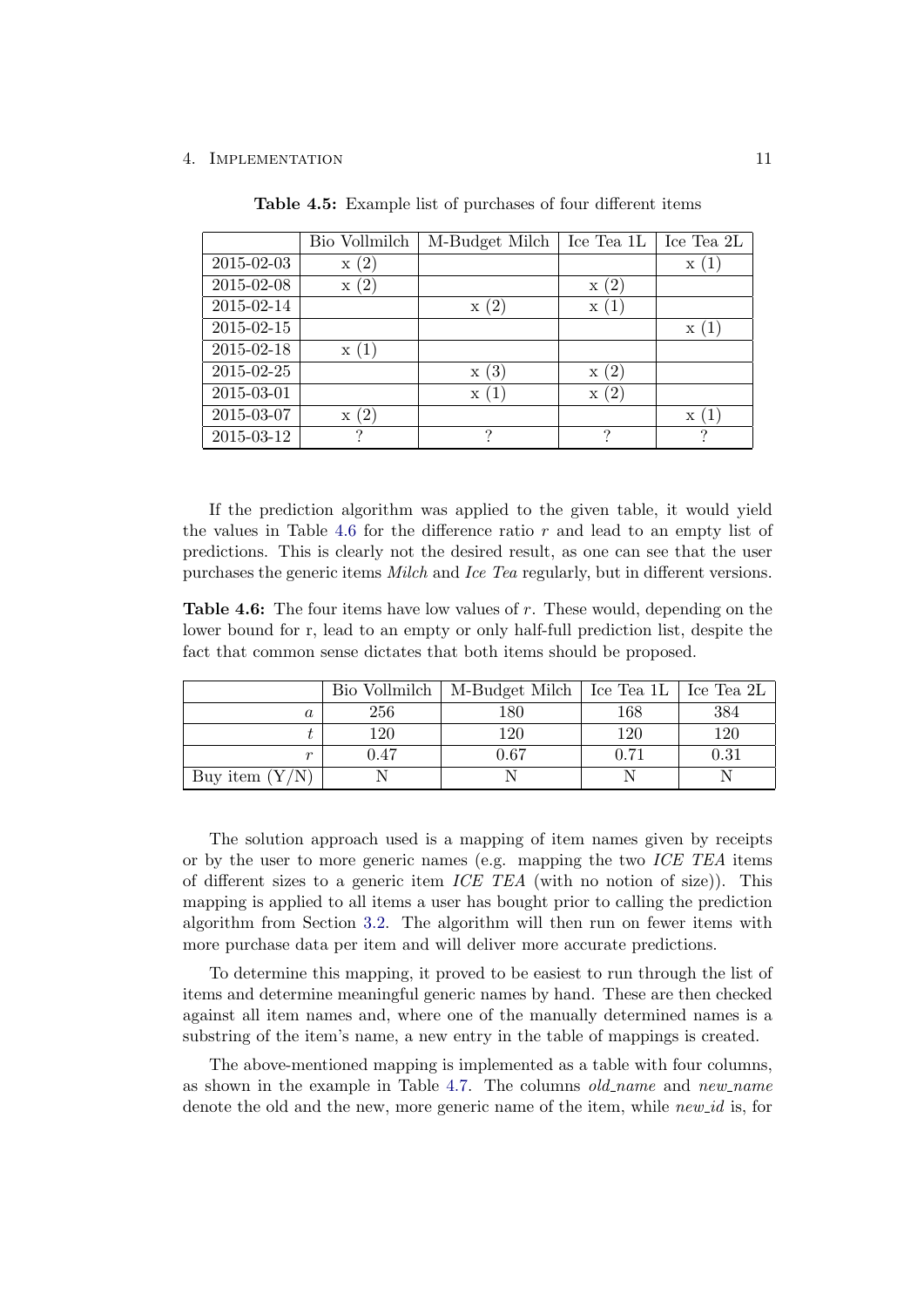**Table 4.5:** Example list of purchases of four different items

| | Bio Vollmilch | M-Budget Milch | Ice Tea 1L | Ice Tea 2L |
|---|---|---|---|---|
| 2015-02-03 | x (2) | | | x (1) |
| 2015-02-08 | x (2) | | x (2) | |
| 2015-02-14 | | x (2) | x (1) | |
| 2015-02-15 | | | | x (1) |
| 2015-02-18 | x (1) | | | |
| 2015-02-25 | | x (3) | x (2) | |
| 2015-03-01 | | x (1) | x (2) | |
| 2015-03-07 | x (2) | | | x (1) |
| 2015-03-12 | ? | ? | ? | ? |

If the prediction algorithm was applied to the given table, it would yield the values in Table 4.6 for the difference ratio $r$ and lead to an empty list of predictions. This is clearly not the desired result, as one can see that the user purchases the generic items *Milch* and *Ice Tea* regularly, but in different versions.

**Table 4.6:** The four items have low values of $r$. These would, depending on the lower bound for r, lead to an empty or only half-full prediction list, despite the fact that common sense dictates that both items should be proposed.

| | Bio Vollmilch | M-Budget Milch | Ice Tea 1L | Ice Tea 2L |
|---|---|---|---|---|
| $a$ | 256 | 180 | 168 | 384 |
| $t$ | 120 | 120 | 120 | 120 |
| $r$ | 0.47 | 0.67 | 0.71 | 0.31 |
| Buy item (Y/N) | N | N | N | N |

The solution approach used is a mapping of item names given by receipts or by the user to more generic names (e.g. mapping the two *ICE TEA* items of different sizes to a generic item *ICE TEA* (with no notion of size)). This mapping is applied to all items a user has bought prior to calling the prediction algorithm from Section 3.2. The algorithm will then run on fewer items with more purchase data per item and will deliver more accurate predictions.

To determine this mapping, it proved to be easiest to run through the list of items and determine meaningful generic names by hand. These are then checked against all item names and, where one of the manually determined names is a substring of the item's name, a new entry in the table of mappings is created.

The above-mentioned mapping is implemented as a table with four columns, as shown in the example in Table 4.7. The columns *old_name* and *new_name* denote the old and the new, more generic name of the item, while *new_id* is, for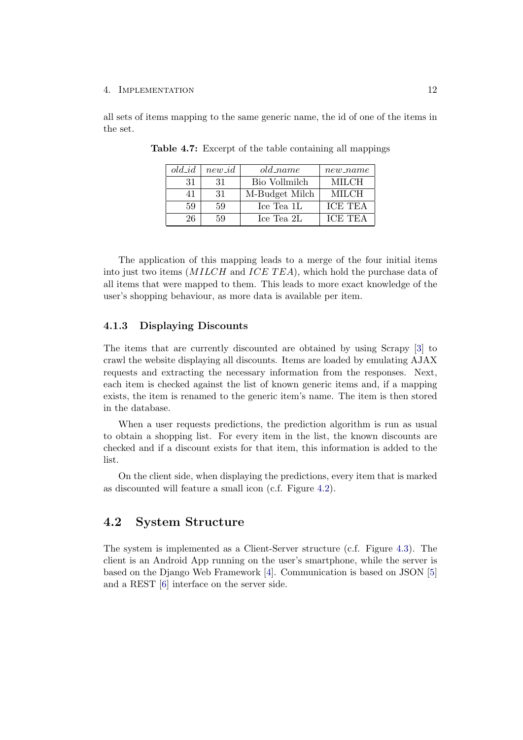all sets of items mapping to the same generic name, the id of one of the items in the set.

**Table 4.7:** Excerpt of the table containing all mappings

| *old_id* | *new_id* | *old_name* | *new_name* |
|---|---|---|---|
| 31 | 31 | Bio Vollmilch | MILCH |
| 41 | 31 | M-Budget Milch | MILCH |
| 59 | 59 | Ice Tea 1L | ICE TEA |
| 26 | 59 | Ice Tea 2L | ICE TEA |

The application of this mapping leads to a merge of the four initial items into just two items (*MILCH* and *ICE TEA*), which hold the purchase data of all items that were mapped to them. This leads to more exact knowledge of the user's shopping behaviour, as more data is available per item.

### 4.1.3 Displaying Discounts

The items that are currently discounted are obtained by using Scrapy [3] to crawl the website displaying all discounts. Items are loaded by emulating AJAX requests and extracting the necessary information from the responses. Next, each item is checked against the list of known generic items and, if a mapping exists, the item is renamed to the generic item's name. The item is then stored in the database.

When a user requests predictions, the prediction algorithm is run as usual to obtain a shopping list. For every item in the list, the known discounts are checked and if a discount exists for that item, this information is added to the list.

On the client side, when displaying the predictions, every item that is marked as discounted will feature a small icon (c.f. Figure 4.2).

## 4.2 System Structure

The system is implemented as a Client-Server structure (c.f. Figure 4.3). The client is an Android App running on the user's smartphone, while the server is based on the Django Web Framework [4]. Communication is based on JSON [5] and a REST [6] interface on the server side.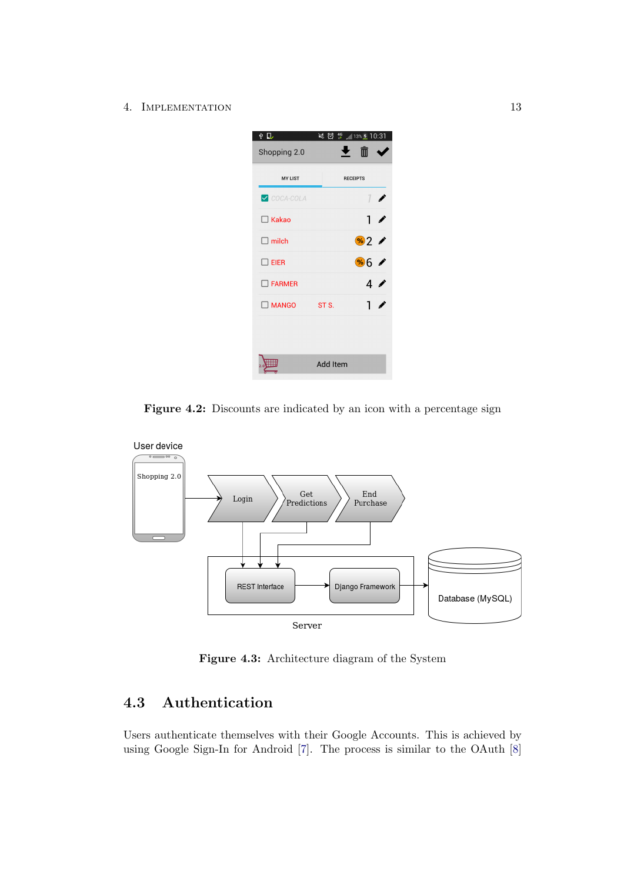Figure 4.2: Discounts are indicated by an icon with a percentage sign

Figure 4.3: Architecture diagram of the System

## 4.3 Authentication

Users authenticate themselves with their Google Accounts. This is achieved by using Google Sign-In for Android [7]. The process is similar to the OAuth [8]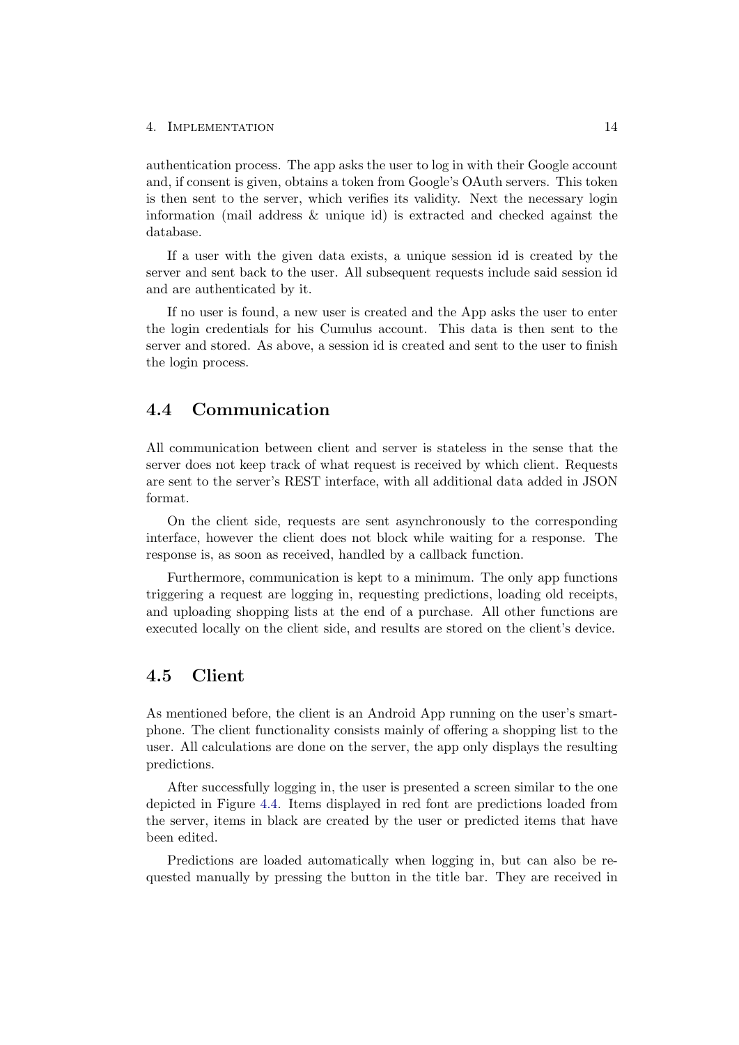authentication process. The app asks the user to log in with their Google account and, if consent is given, obtains a token from Google's OAuth servers. This token is then sent to the server, which verifies its validity. Next the necessary login information (mail address & unique id) is extracted and checked against the database.

If a user with the given data exists, a unique session id is created by the server and sent back to the user. All subsequent requests include said session id and are authenticated by it.

If no user is found, a new user is created and the App asks the user to enter the login credentials for his Cumulus account. This data is then sent to the server and stored. As above, a session id is created and sent to the user to finish the login process.

## 4.4 Communication

All communication between client and server is stateless in the sense that the server does not keep track of what request is received by which client. Requests are sent to the server's REST interface, with all additional data added in JSON format.

On the client side, requests are sent asynchronously to the corresponding interface, however the client does not block while waiting for a response. The response is, as soon as received, handled by a callback function.

Furthermore, communication is kept to a minimum. The only app functions triggering a request are logging in, requesting predictions, loading old receipts, and uploading shopping lists at the end of a purchase. All other functions are executed locally on the client side, and results are stored on the client's device.

## 4.5 Client

As mentioned before, the client is an Android App running on the user's smartphone. The client functionality consists mainly of offering a shopping list to the user. All calculations are done on the server, the app only displays the resulting predictions.

After successfully logging in, the user is presented a screen similar to the one depicted in Figure 4.4. Items displayed in red font are predictions loaded from the server, items in black are created by the user or predicted items that have been edited.

Predictions are loaded automatically when logging in, but can also be requested manually by pressing the button in the title bar. They are received in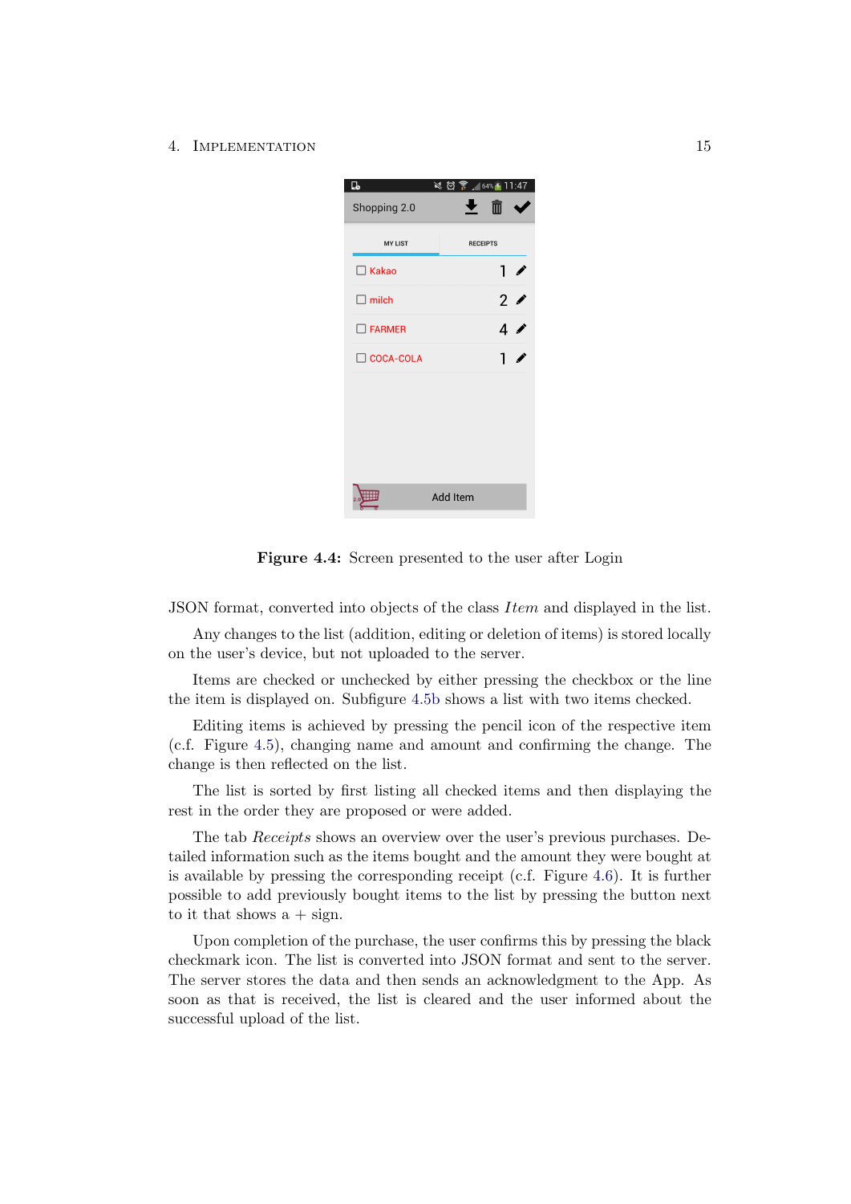**Figure 4.4:** Screen presented to the user after Login

JSON format, converted into objects of the class *Item* and displayed in the list.

Any changes to the list (addition, editing or deletion of items) is stored locally on the user's device, but not uploaded to the server.

Items are checked or unchecked by either pressing the checkbox or the line the item is displayed on. Subfigure 4.5b shows a list with two items checked.

Editing items is achieved by pressing the pencil icon of the respective item (c.f. Figure 4.5), changing name and amount and confirming the change. The change is then reflected on the list.

The list is sorted by first listing all checked items and then displaying the rest in the order they are proposed or were added.

The tab *Receipts* shows an overview over the user's previous purchases. Detailed information such as the items bought and the amount they were bought at is available by pressing the corresponding receipt (c.f. Figure 4.6). It is further possible to add previously bought items to the list by pressing the button next to it that shows a + sign.

Upon completion of the purchase, the user confirms this by pressing the black checkmark icon. The list is converted into JSON format and sent to the server. The server stores the data and then sends an acknowledgment to the App. As soon as that is received, the list is cleared and the user informed about the successful upload of the list.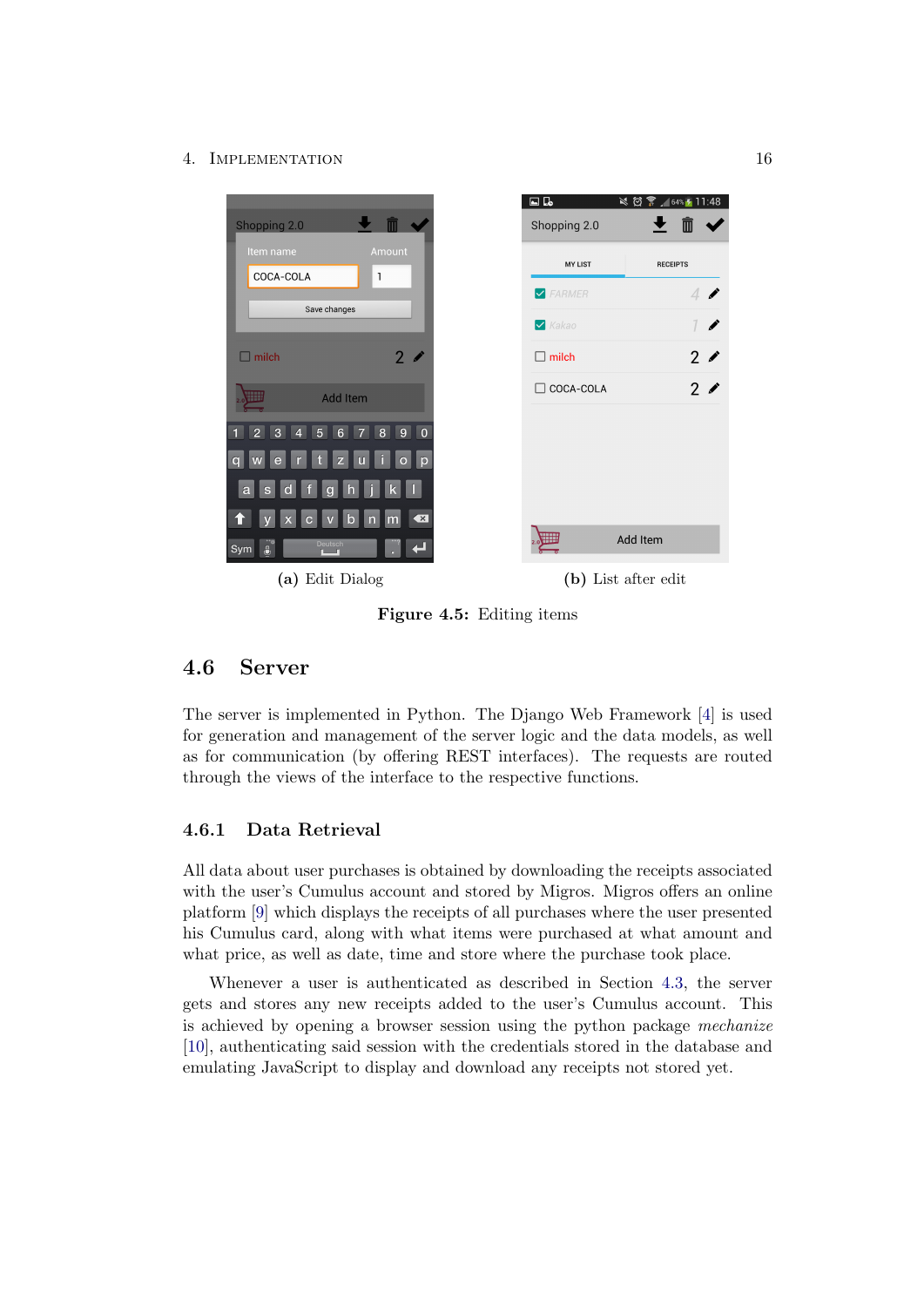(a) Edit Dialog

(b) List after edit

**Figure 4.5:** Editing items

## 4.6 Server

The server is implemented in Python. The Django Web Framework [4] is used for generation and management of the server logic and the data models, as well as for communication (by offering REST interfaces). The requests are routed through the views of the interface to the respective functions.

### 4.6.1 Data Retrieval

All data about user purchases is obtained by downloading the receipts associated with the user's Cumulus account and stored by Migros. Migros offers an online platform [9] which displays the receipts of all purchases where the user presented his Cumulus card, along with what items were purchased at what amount and what price, as well as date, time and store where the purchase took place.

Whenever a user is authenticated as described in Section 4.3, the server gets and stores any new receipts added to the user's Cumulus account. This is achieved by opening a browser session using the python package *mechanize* [10], authenticating said session with the credentials stored in the database and emulating JavaScript to display and download any receipts not stored yet.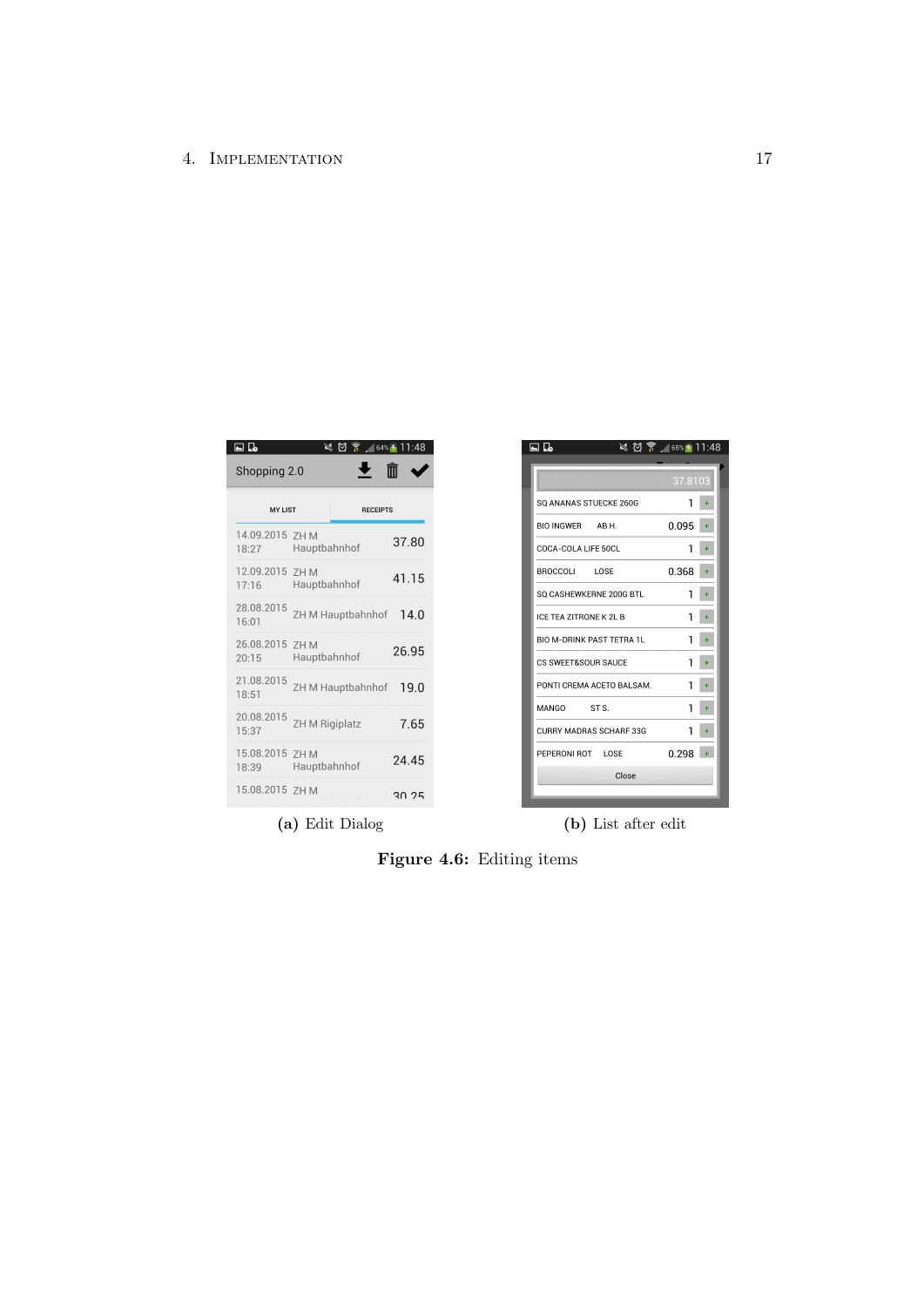(a) Edit Dialog

(b) List after edit

**Figure 4.6:** Editing items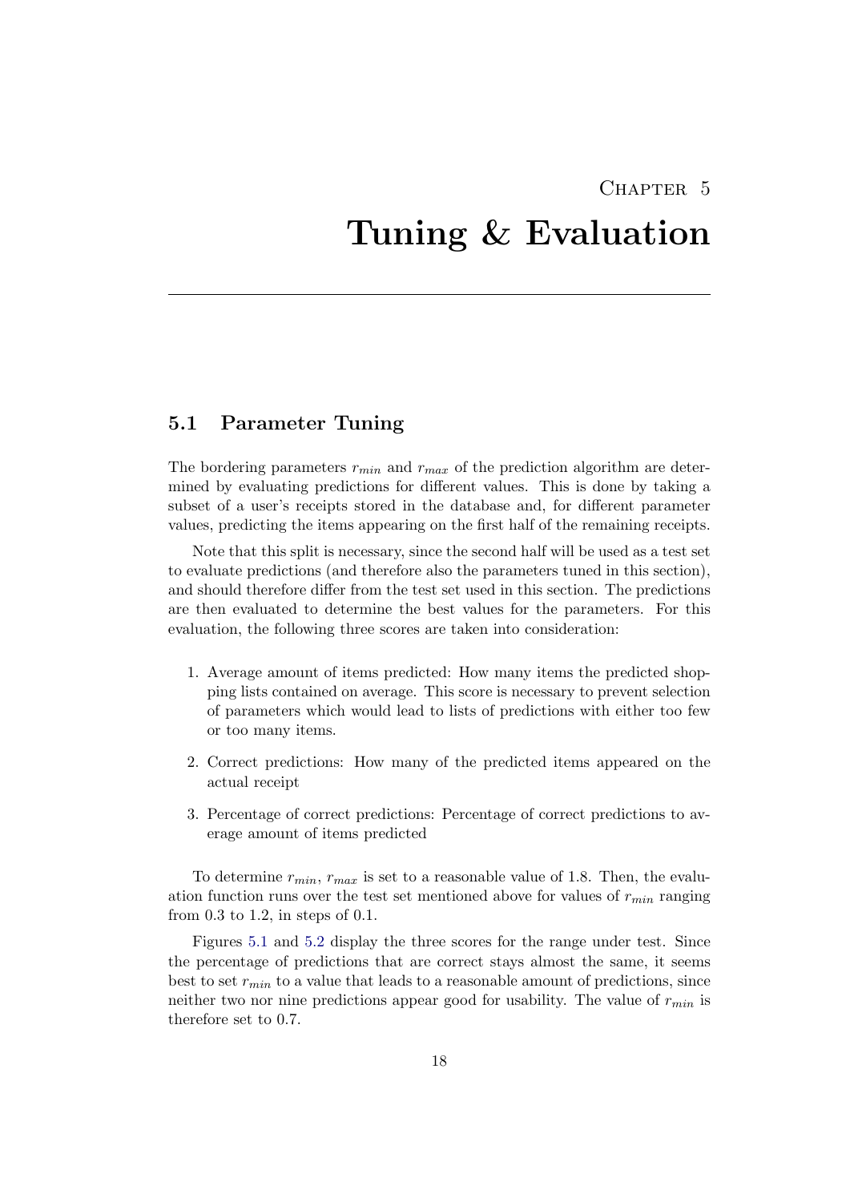# Chapter 5

# Tuning & Evaluation

## 5.1 Parameter Tuning

The bordering parameters $r_{min}$ and $r_{max}$ of the prediction algorithm are determined by evaluating predictions for different values. This is done by taking a subset of a user's receipts stored in the database and, for different parameter values, predicting the items appearing on the first half of the remaining receipts.

Note that this split is necessary, since the second half will be used as a test set to evaluate predictions (and therefore also the parameters tuned in this section), and should therefore differ from the test set used in this section. The predictions are then evaluated to determine the best values for the parameters. For this evaluation, the following three scores are taken into consideration:

1. Average amount of items predicted: How many items the predicted shopping lists contained on average. This score is necessary to prevent selection of parameters which would lead to lists of predictions with either too few or too many items.
2. Correct predictions: How many of the predicted items appeared on the actual receipt
3. Percentage of correct predictions: Percentage of correct predictions to average amount of items predicted

To determine $r_{min}$, $r_{max}$ is set to a reasonable value of 1.8. Then, the evaluation function runs over the test set mentioned above for values of $r_{min}$ ranging from 0.3 to 1.2, in steps of 0.1.

Figures 5.1 and 5.2 display the three scores for the range under test. Since the percentage of predictions that are correct stays almost the same, it seems best to set $r_{min}$ to a value that leads to a reasonable amount of predictions, since neither two nor nine predictions appear good for usability. The value of $r_{min}$ is therefore set to 0.7.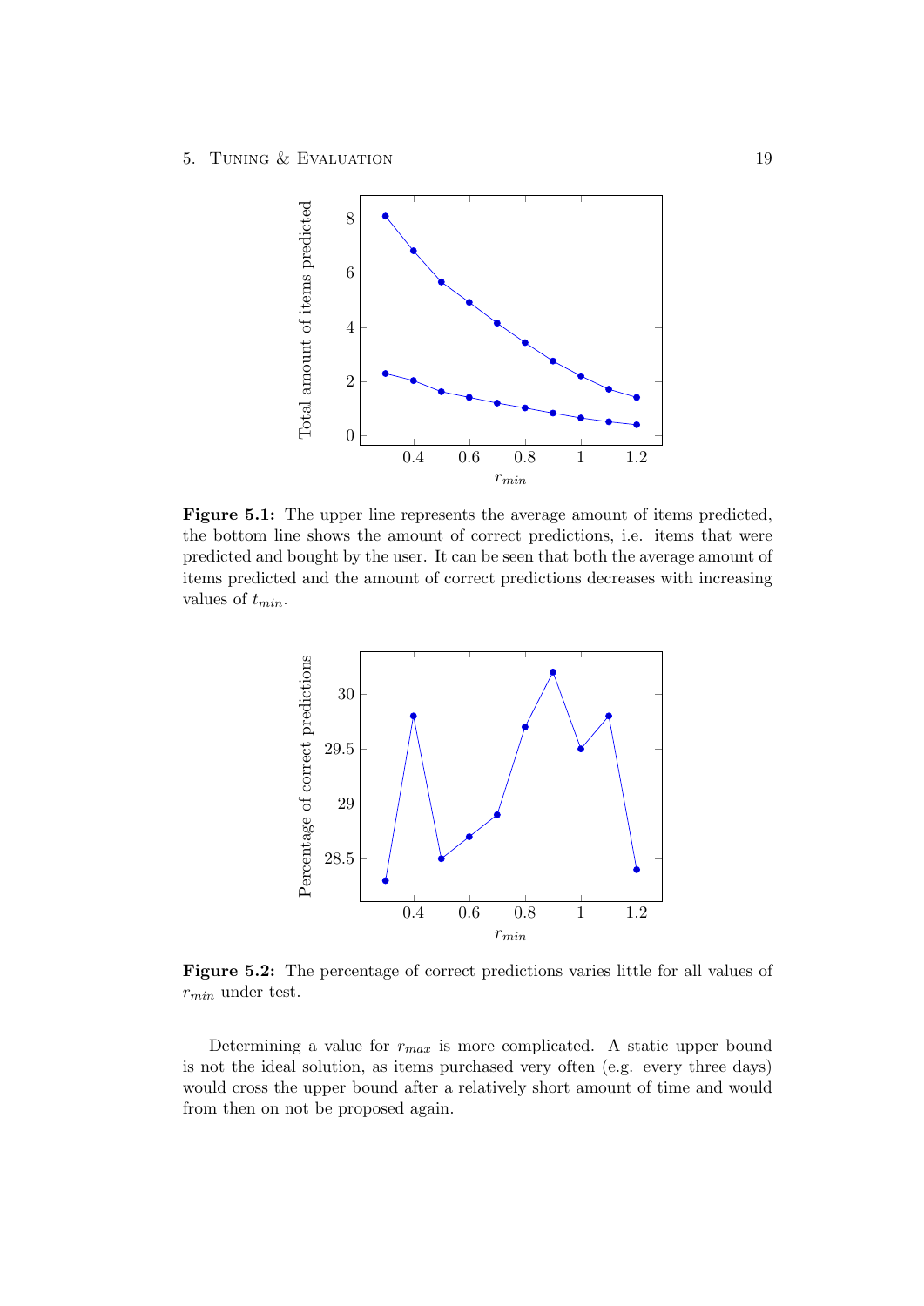**Figure 5.1:** The upper line represents the average amount of items predicted, the bottom line shows the amount of correct predictions, i.e. items that were predicted and bought by the user. It can be seen that both the average amount of items predicted and the amount of correct predictions decreases with increasing values of $t_{min}$.

**Figure 5.2:** The percentage of correct predictions varies little for all values of $r_{min}$ under test.

Determining a value for $r_{max}$ is more complicated. A static upper bound is not the ideal solution, as items purchased very often (e.g. every three days) would cross the upper bound after a relatively short amount of time and would from then on not be proposed again.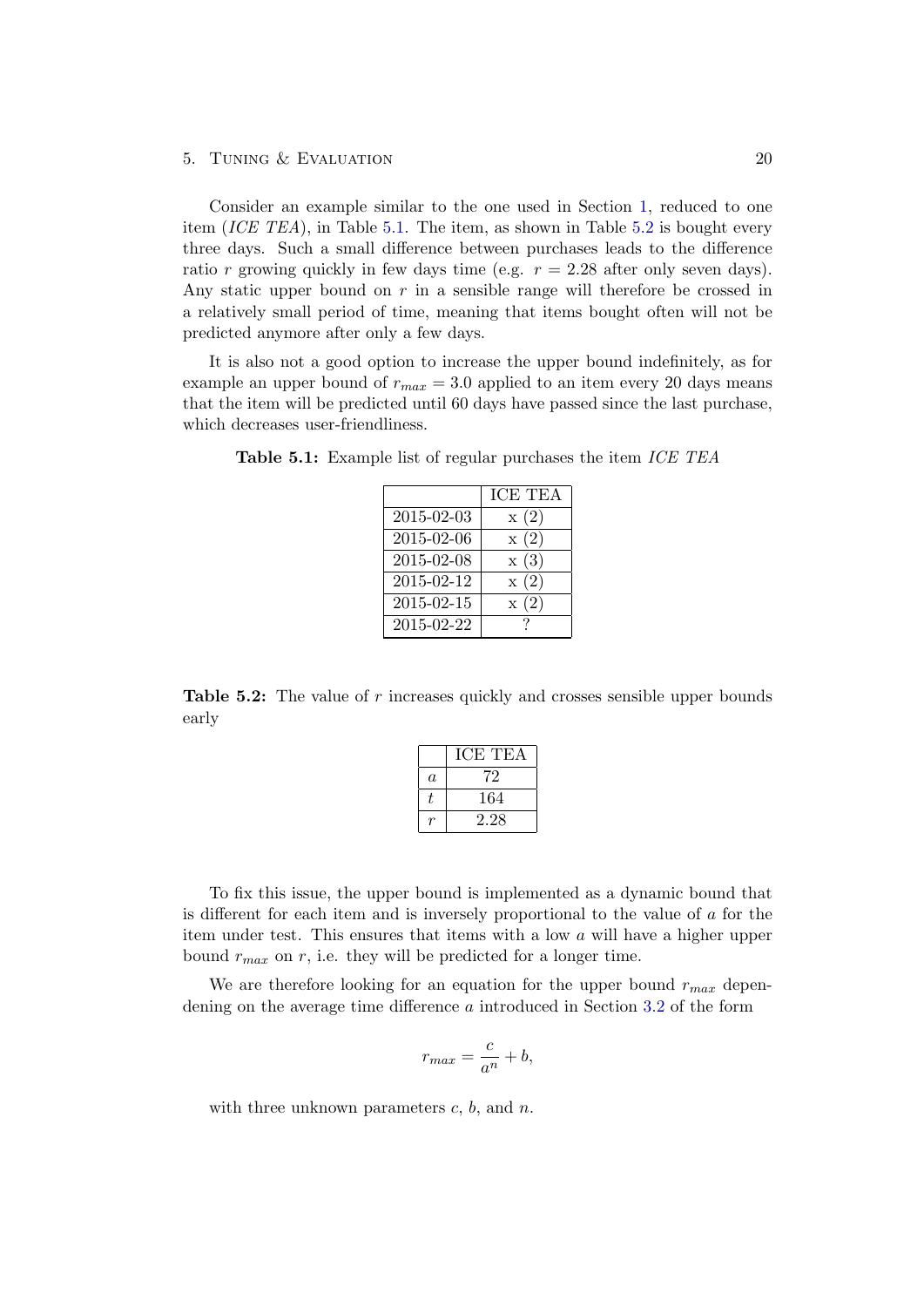Consider an example similar to the one used in Section 1, reduced to one item (*ICE TEA*), in Table 5.1. The item, as shown in Table 5.2 is bought every three days. Such a small difference between purchases leads to the difference ratio $r$ growing quickly in few days time (e.g. $r = 2.28$ after only seven days). Any static upper bound on $r$ in a sensible range will therefore be crossed in a relatively small period of time, meaning that items bought often will not be predicted anymore after only a few days.

It is also not a good option to increase the upper bound indefinitely, as for example an upper bound of $r_{max} = 3.0$ applied to an item every 20 days means that the item will be predicted until 60 days have passed since the last purchase, which decreases user-friendliness.

**Table 5.1:** Example list of regular purchases the item *ICE TEA*

| | ICE TEA |
|---|---|
| 2015-02-03 | x (2) |
| 2015-02-06 | x (2) |
| 2015-02-08 | x (3) |
| 2015-02-12 | x (2) |
| 2015-02-15 | x (2) |
| 2015-02-22 | ? |

**Table 5.2:** The value of $r$ increases quickly and crosses sensible upper bounds early

| | ICE TEA |
|---|---|
| $a$ | 72 |
| $t$ | 164 |
| $r$ | 2.28 |

To fix this issue, the upper bound is implemented as a dynamic bound that is different for each item and is inversely proportional to the value of $a$ for the item under test. This ensures that items with a low $a$ will have a higher upper bound $r_{max}$ on $r$, i.e. they will be predicted for a longer time.

We are therefore looking for an equation for the upper bound $r_{max}$ dependening on the average time difference $a$ introduced in Section 3.2 of the form

$$r_{max} = \frac{c}{a^n} + b,$$

with three unknown parameters $c$, $b$, and $n$.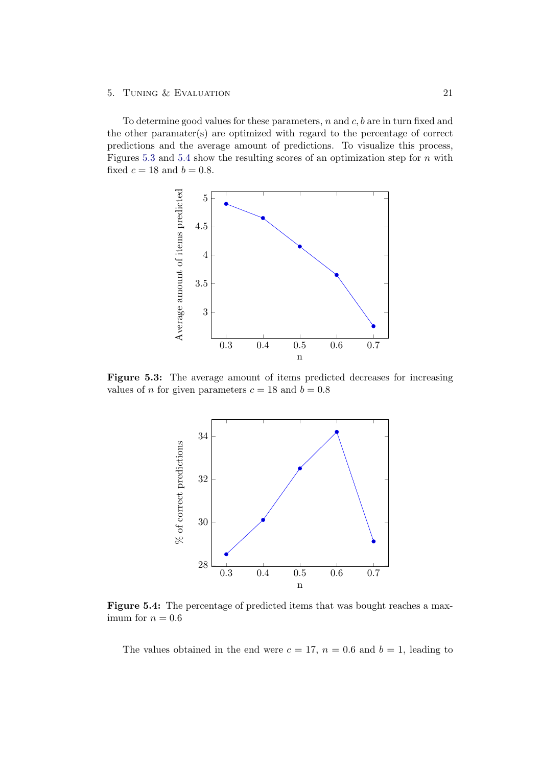To determine good values for these parameters, $n$ and $c, b$ are in turn fixed and the other paramater(s) are optimized with regard to the percentage of correct predictions and the average amount of predictions. To visualize this process, Figures 5.3 and 5.4 show the resulting scores of an optimization step for $n$ with fixed $c = 18$ and $b = 0.8$.

**Figure 5.3:** The average amount of items predicted decreases for increasing values of $n$ for given parameters $c = 18$ and $b = 0.8$

**Figure 5.4:** The percentage of predicted items that was bought reaches a maximum for $n = 0.6$

The values obtained in the end were $c = 17$, $n = 0.6$ and $b = 1$, leading to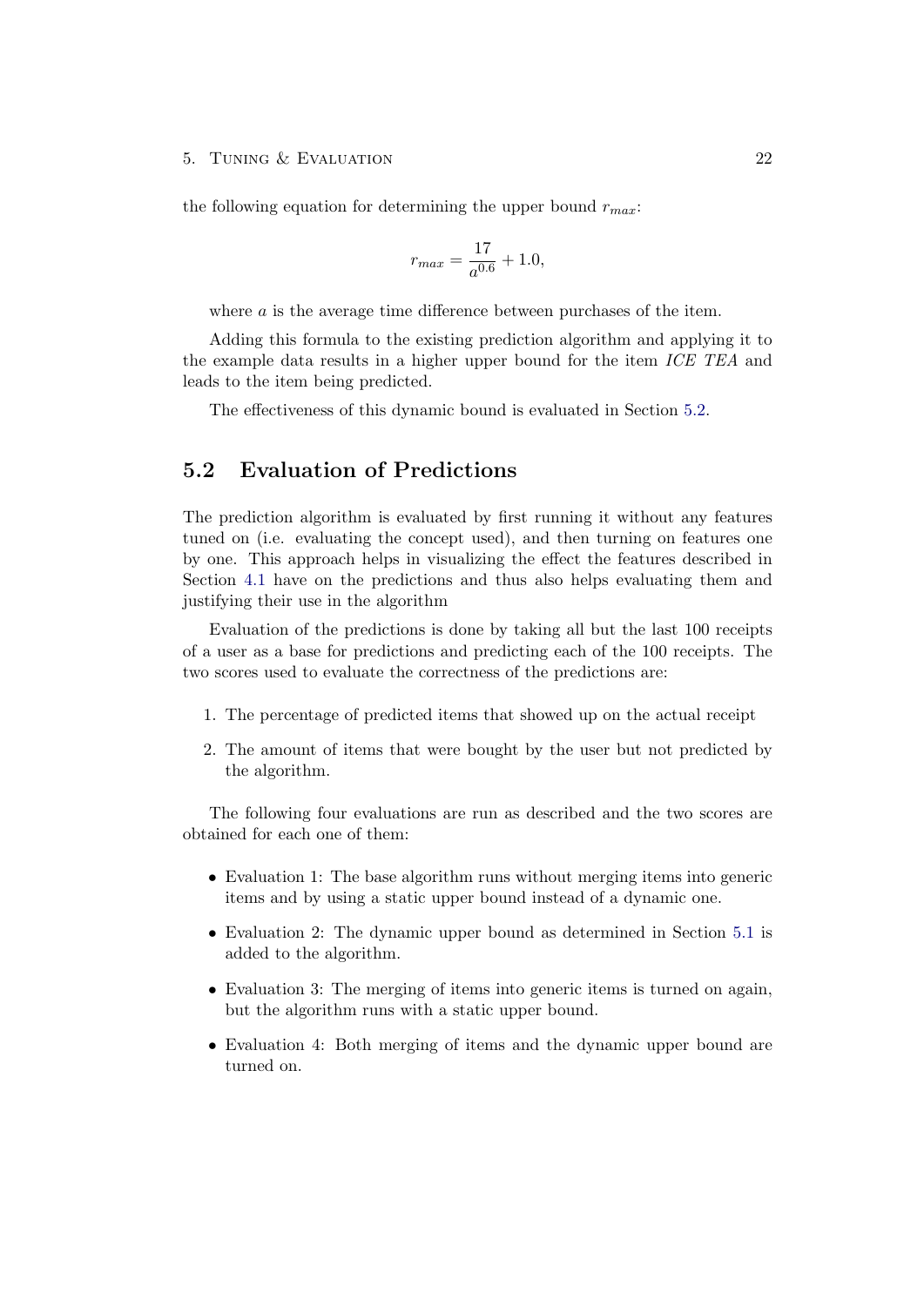the following equation for determining the upper bound $r_{max}$:

$$r_{max} = \frac{17}{a^{0.6}} + 1.0,$$

where $a$ is the average time difference between purchases of the item.

Adding this formula to the existing prediction algorithm and applying it to the example data results in a higher upper bound for the item *ICE TEA* and leads to the item being predicted.

The effectiveness of this dynamic bound is evaluated in Section 5.2.

## 5.2 Evaluation of Predictions

The prediction algorithm is evaluated by first running it without any features tuned on (i.e. evaluating the concept used), and then turning on features one by one. This approach helps in visualizing the effect the features described in Section 4.1 have on the predictions and thus also helps evaluating them and justifying their use in the algorithm

Evaluation of the predictions is done by taking all but the last 100 receipts of a user as a base for predictions and predicting each of the 100 receipts. The two scores used to evaluate the correctness of the predictions are:

1. The percentage of predicted items that showed up on the actual receipt
2. The amount of items that were bought by the user but not predicted by the algorithm.

The following four evaluations are run as described and the two scores are obtained for each one of them:

- Evaluation 1: The base algorithm runs without merging items into generic items and by using a static upper bound instead of a dynamic one.
- Evaluation 2: The dynamic upper bound as determined in Section 5.1 is added to the algorithm.
- Evaluation 3: The merging of items into generic items is turned on again, but the algorithm runs with a static upper bound.
- Evaluation 4: Both merging of items and the dynamic upper bound are turned on.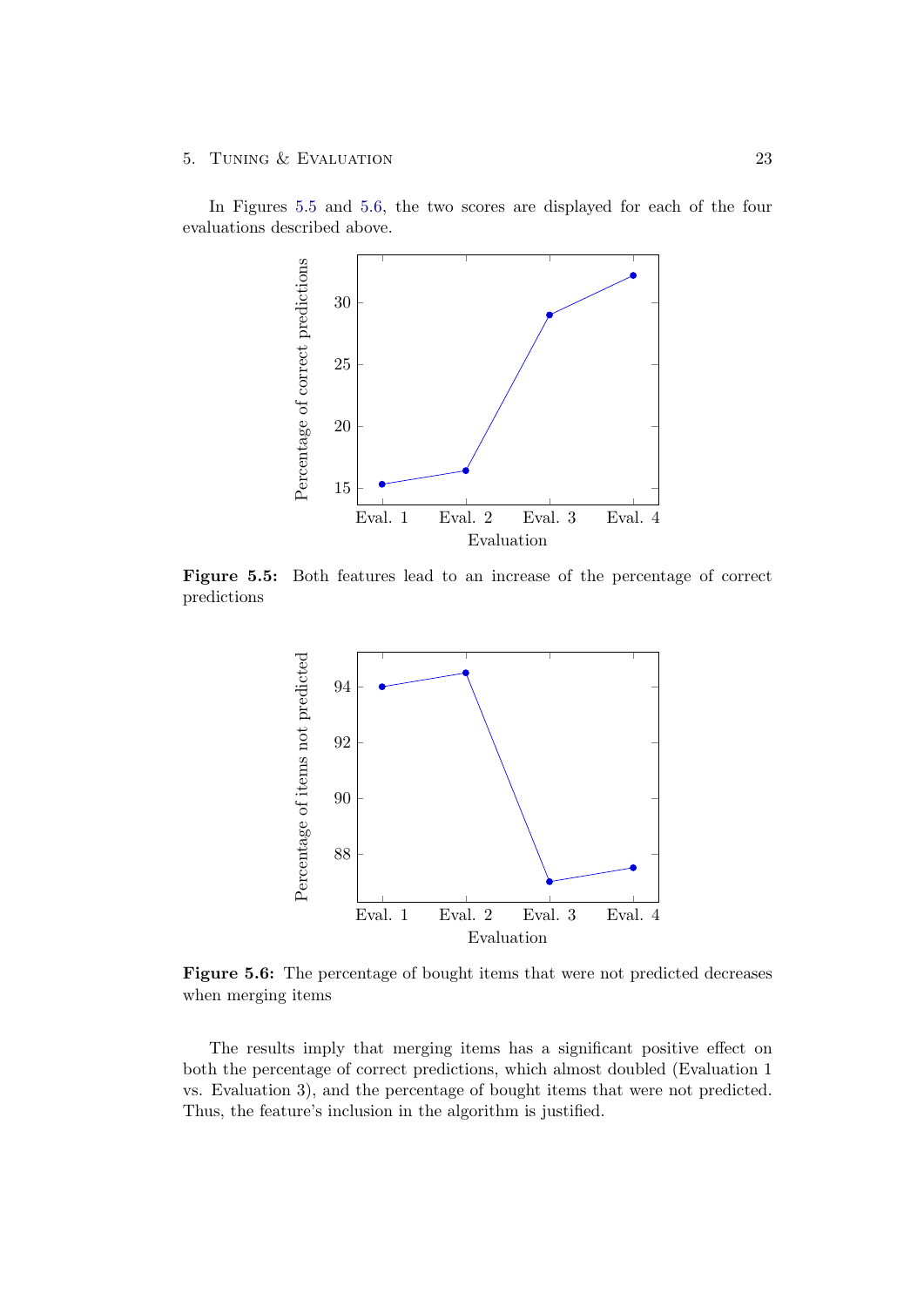In Figures 5.5 and 5.6, the two scores are displayed for each of the four evaluations described above.

**Figure 5.5:** Both features lead to an increase of the percentage of correct predictions

**Figure 5.6:** The percentage of bought items that were not predicted decreases when merging items

The results imply that merging items has a significant positive effect on both the percentage of correct predictions, which almost doubled (Evaluation 1 vs. Evaluation 3), and the percentage of bought items that were not predicted. Thus, the feature's inclusion in the algorithm is justified.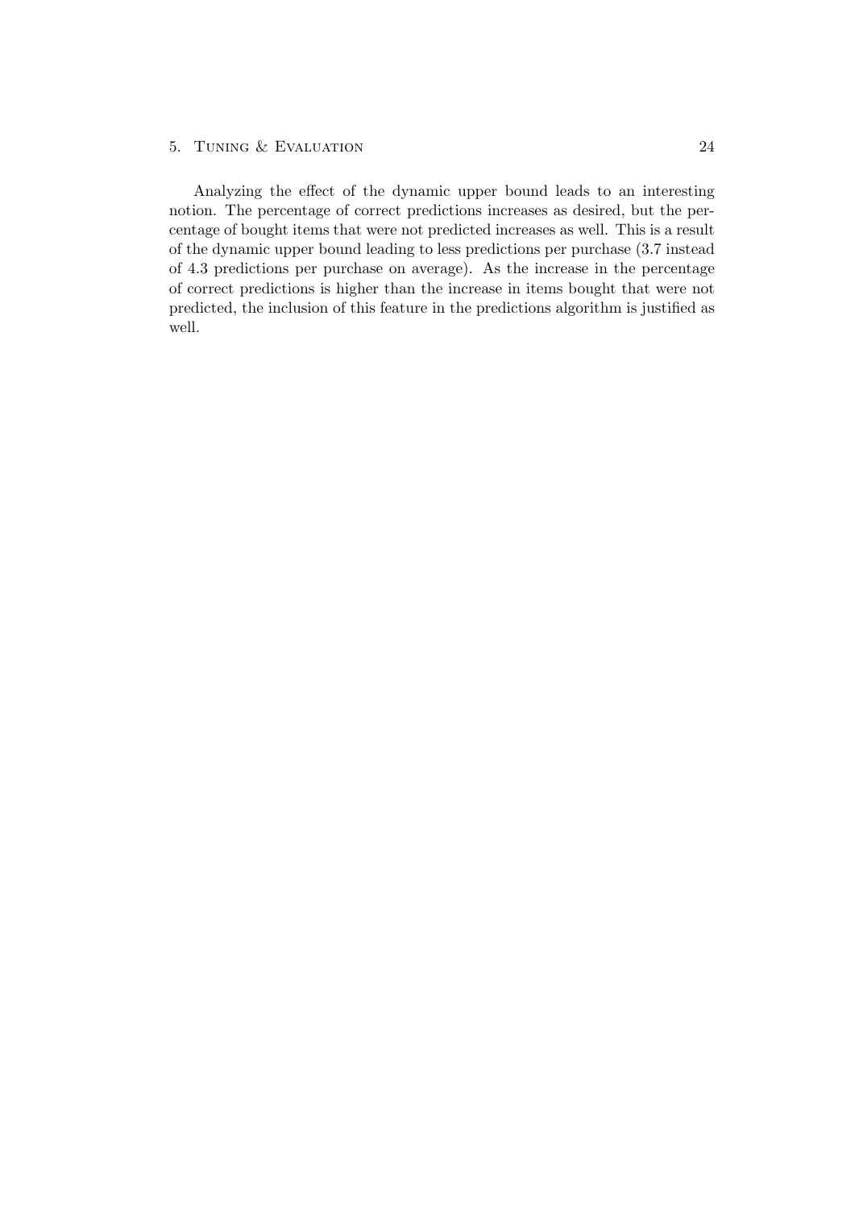Analyzing the effect of the dynamic upper bound leads to an interesting notion. The percentage of correct predictions increases as desired, but the percentage of bought items that were not predicted increases as well. This is a result of the dynamic upper bound leading to less predictions per purchase (3.7 instead of 4.3 predictions per purchase on average). As the increase in the percentage of correct predictions is higher than the increase in items bought that were not predicted, the inclusion of this feature in the predictions algorithm is justified as well.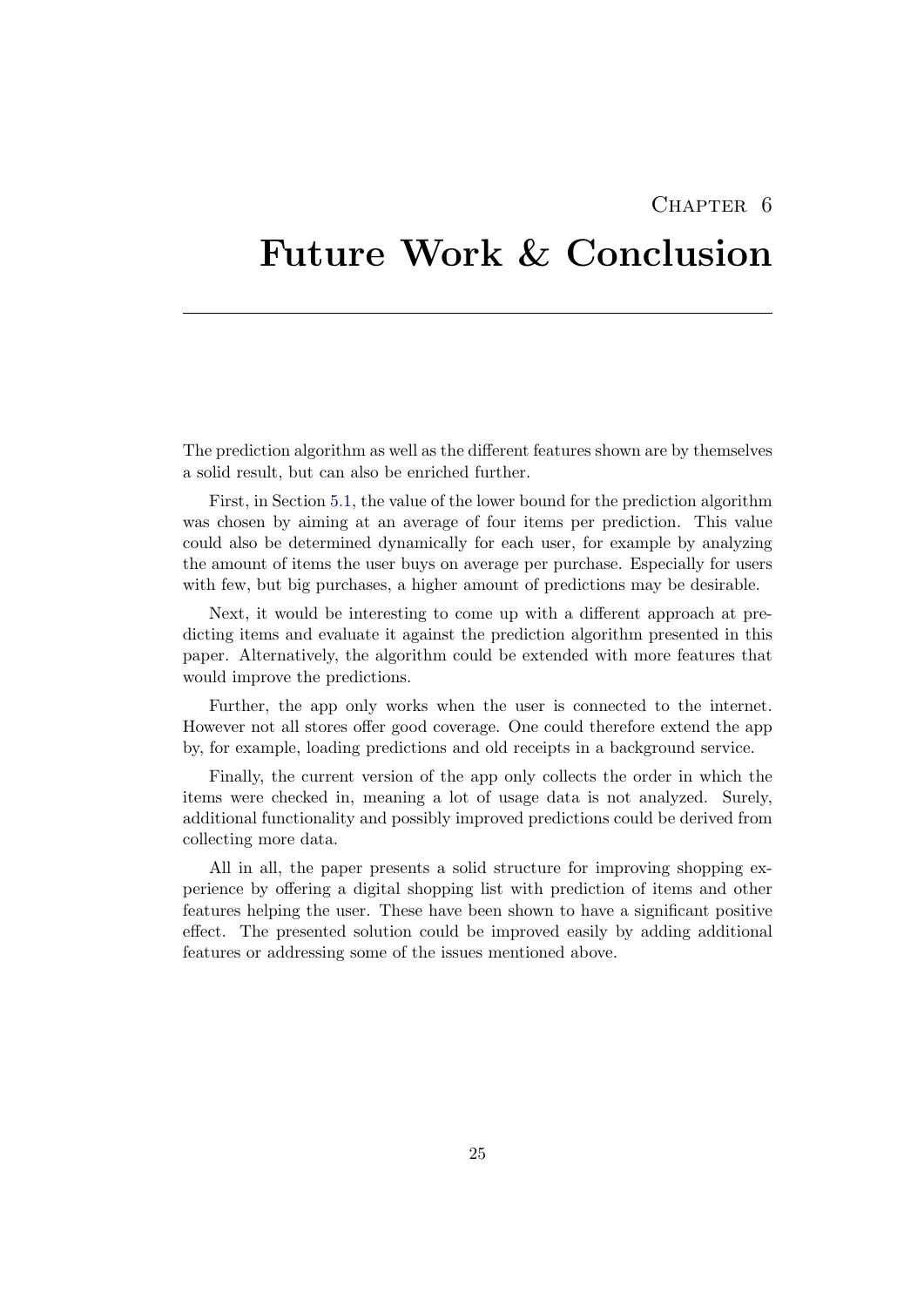# Chapter 6

# Future Work & Conclusion

The prediction algorithm as well as the different features shown are by themselves a solid result, but can also be enriched further.

First, in Section 5.1, the value of the lower bound for the prediction algorithm was chosen by aiming at an average of four items per prediction. This value could also be determined dynamically for each user, for example by analyzing the amount of items the user buys on average per purchase. Especially for users with few, but big purchases, a higher amount of predictions may be desirable.

Next, it would be interesting to come up with a different approach at predicting items and evaluate it against the prediction algorithm presented in this paper. Alternatively, the algorithm could be extended with more features that would improve the predictions.

Further, the app only works when the user is connected to the internet. However not all stores offer good coverage. One could therefore extend the app by, for example, loading predictions and old receipts in a background service.

Finally, the current version of the app only collects the order in which the items were checked in, meaning a lot of usage data is not analyzed. Surely, additional functionality and possibly improved predictions could be derived from collecting more data.

All in all, the paper presents a solid structure for improving shopping experience by offering a digital shopping list with prediction of items and other features helping the user. These have been shown to have a significant positive effect. The presented solution could be improved easily by adding additional features or addressing some of the issues mentioned above.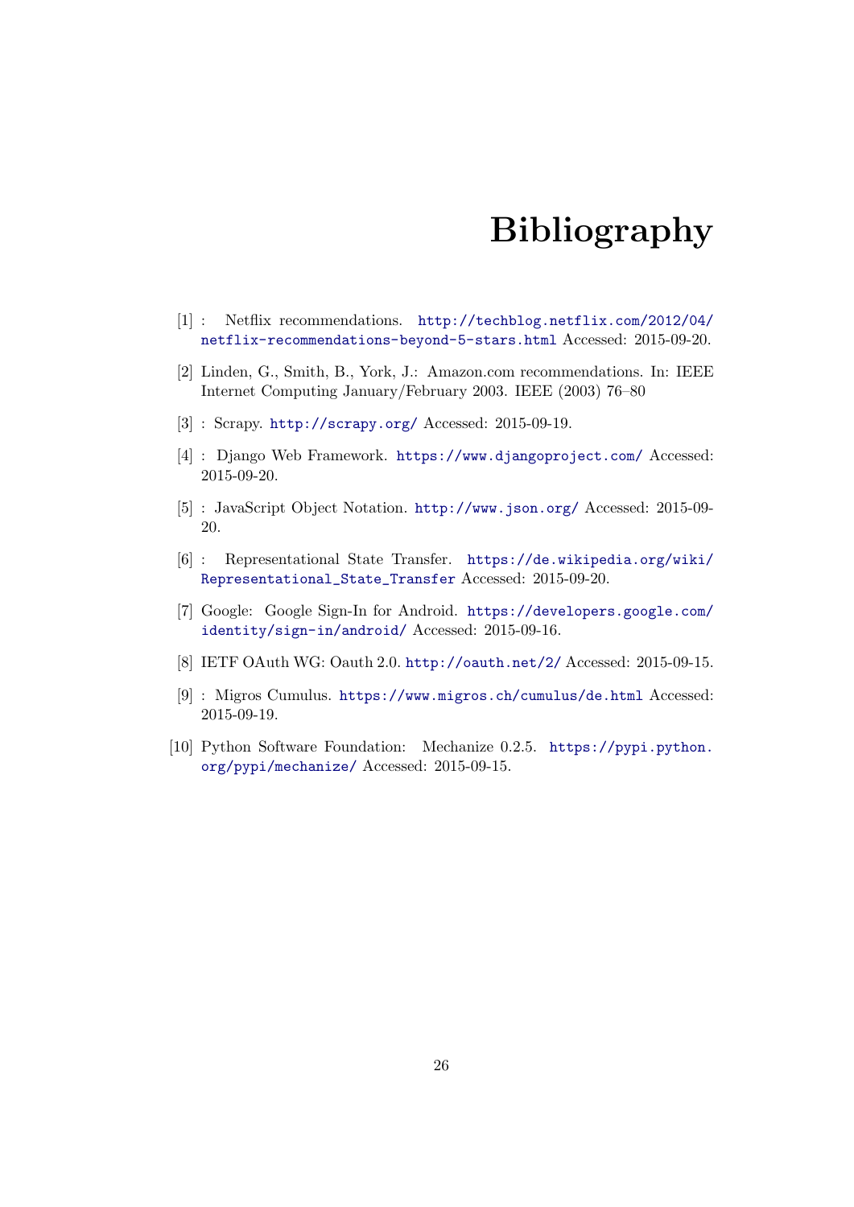# Bibliography

[1] : Netflix recommendations. http://techblog.netflix.com/2012/04/netflix-recommendations-beyond-5-stars.html Accessed: 2015-09-20.

[2] Linden, G., Smith, B., York, J.: Amazon.com recommendations. In: IEEE Internet Computing January/February 2003. IEEE (2003) 76–80

[3] : Scrapy. http://scrapy.org/ Accessed: 2015-09-19.

[4] : Django Web Framework. https://www.djangoproject.com/ Accessed: 2015-09-20.

[5] : JavaScript Object Notation. http://www.json.org/ Accessed: 2015-09-20.

[6] : Representational State Transfer. https://de.wikipedia.org/wiki/Representational_State_Transfer Accessed: 2015-09-20.

[7] Google: Google Sign-In for Android. https://developers.google.com/identity/sign-in/android/ Accessed: 2015-09-16.

[8] IETF OAuth WG: Oauth 2.0. http://oauth.net/2/ Accessed: 2015-09-15.

[9] : Migros Cumulus. https://www.migros.ch/cumulus/de.html Accessed: 2015-09-19.

[10] Python Software Foundation: Mechanize 0.2.5. https://pypi.python.org/pypi/mechanize/ Accessed: 2015-09-15.